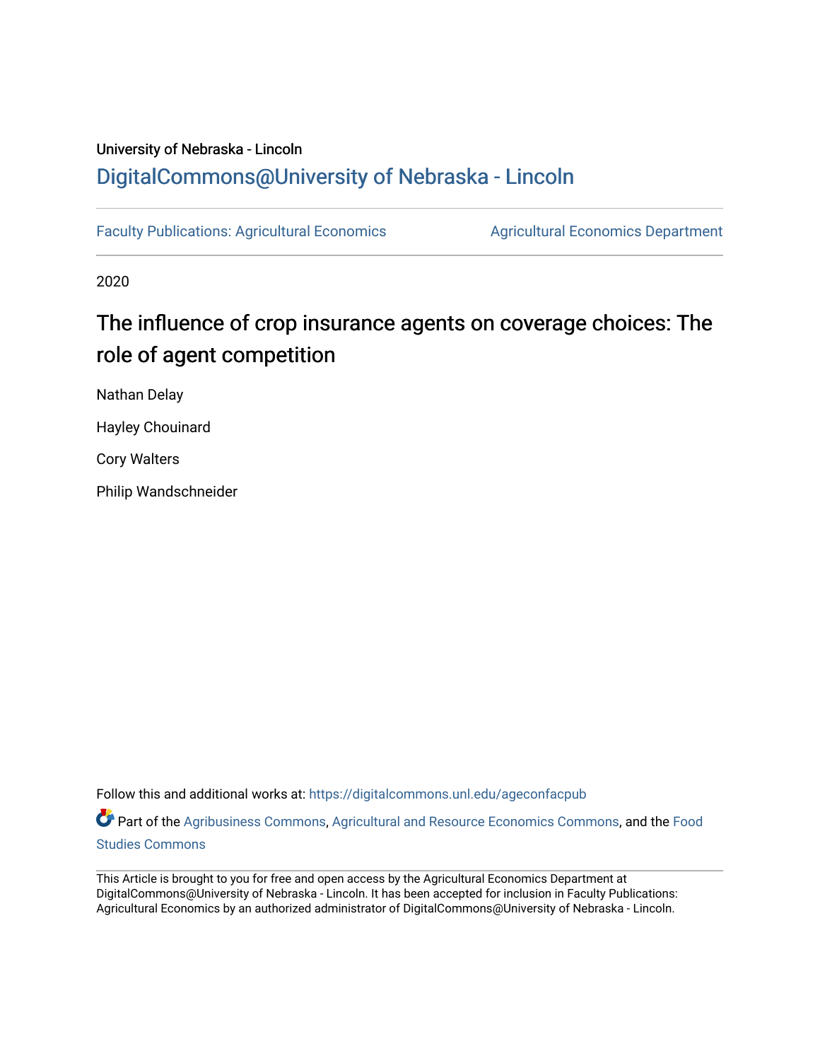University of Nebraska - Lincoln

# DigitalCommons@University of Nebraska - Lincoln

Faculty Publications: Agricultural Economics | Agricultural Economics Department

2020

## The influence of crop insurance agents on coverage choices: The role of agent competition

Nathan Delay

Hayley Chouinard

Cory Walters

Philip Wandschneider

Follow this and additional works at: https://digitalcommons.unl.edu/ageconfacpub

Part of the Agribusiness Commons, Agricultural and Resource Economics Commons, and the Food Studies Commons

This Article is brought to you for free and open access by the Agricultural Economics Department at DigitalCommons@University of Nebraska - Lincoln. It has been accepted for inclusion in Faculty Publications: Agricultural Economics by an authorized administrator of DigitalCommons@University of Nebraska - Lincoln.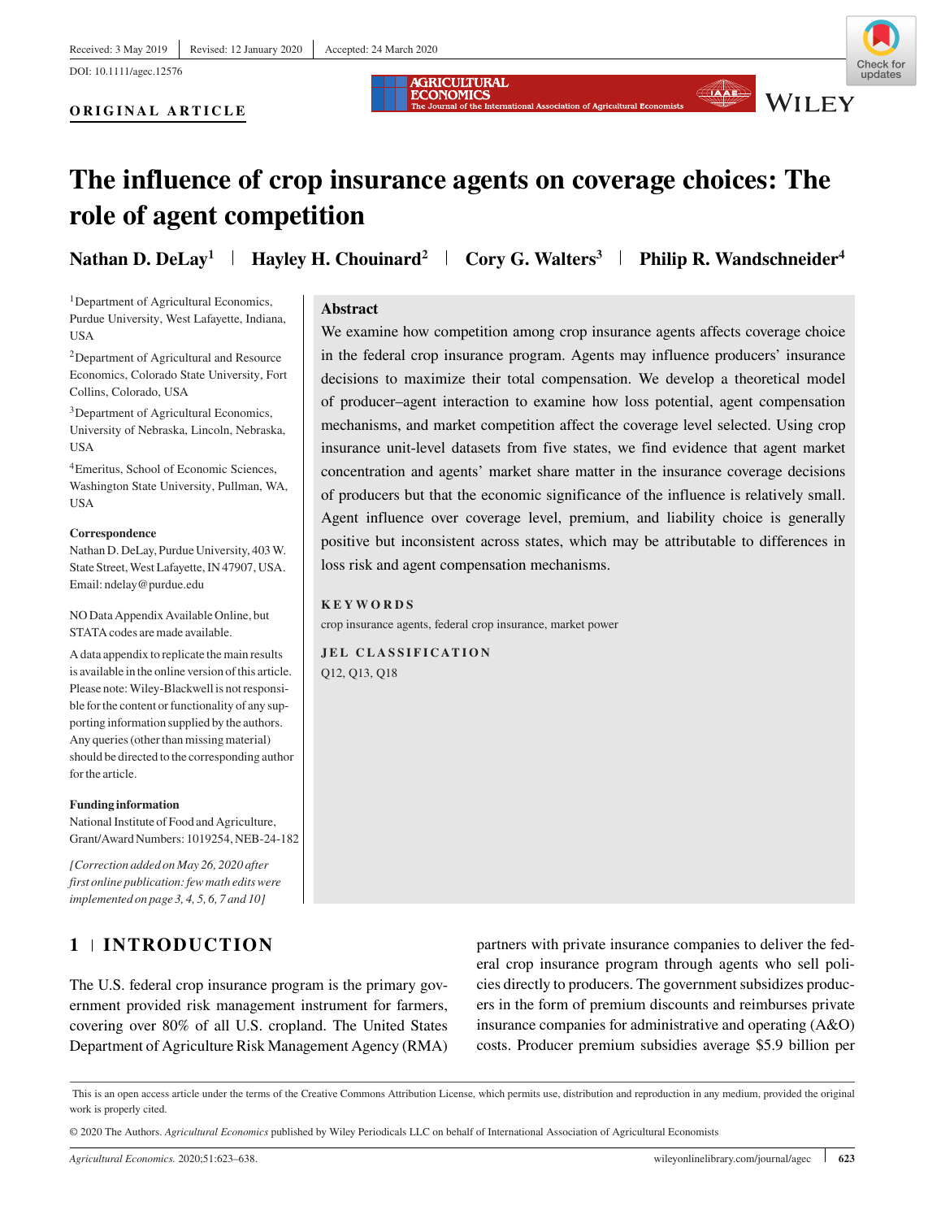ORIGINAL ARTICLE

# The influence of crop insurance agents on coverage choices: The role of agent competition

**Nathan D. DeLay**[1] | **Hayley H. Chouinard**[2] | **Cory G. Walters**[3] | **Philip R. Wandschneider**[4]

[1]Department of Agricultural Economics, Purdue University, West Lafayette, Indiana, USA

[2]Department of Agricultural and Resource Economics, Colorado State University, Fort Collins, Colorado, USA

[3]Department of Agricultural Economics, University of Nebraska, Lincoln, Nebraska, USA

[4]Emeritus, School of Economic Sciences, Washington State University, Pullman, WA, USA

**Correspondence**
Nathan D. DeLay, Purdue University, 403 W. State Street, West Lafayette, IN 47907, USA.
Email: ndelay@purdue.edu

NO Data Appendix Available Online, but STATA codes are made available.

A data appendix to replicate the main results is available in the online version of this article. Please note: Wiley-Blackwell is not responsible for the content or functionality of any supporting information supplied by the authors. Any queries (other than missing material) should be directed to the corresponding author for the article.

**Funding information**
National Institute of Food and Agriculture, Grant/Award Numbers: 1019254, NEB-24-182

*[Correction added on May 26, 2020 after first online publication: few math edits were implemented on page 3, 4, 5, 6, 7 and 10]*

## Abstract

We examine how competition among crop insurance agents affects coverage choice in the federal crop insurance program. Agents may influence producers' insurance decisions to maximize their total compensation. We develop a theoretical model of producer–agent interaction to examine how loss potential, agent compensation mechanisms, and market competition affect the coverage level selected. Using crop insurance unit-level datasets from five states, we find evidence that agent market concentration and agents' market share matter in the insurance coverage decisions of producers but that the economic significance of the influence is relatively small. Agent influence over coverage level, premium, and liability choice is generally positive but inconsistent across states, which may be attributable to differences in loss risk and agent compensation mechanisms.

**KEYWORDS**
crop insurance agents, federal crop insurance, market power

**JEL CLASSIFICATION**
Q12, Q13, Q18

## 1 | INTRODUCTION

The U.S. federal crop insurance program is the primary government provided risk management instrument for farmers, covering over 80% of all U.S. cropland. The United States Department of Agriculture Risk Management Agency (RMA) partners with private insurance companies to deliver the federal crop insurance program through agents who sell policies directly to producers. The government subsidizes producers in the form of premium discounts and reimburses private insurance companies for administrative and operating (A&O) costs. Producer premium subsidies average \$5.9 billion per

This is an open access article under the terms of the Creative Commons Attribution License, which permits use, distribution and reproduction in any medium, provided the original work is properly cited.

© 2020 The Authors. *Agricultural Economics* published by Wiley Periodicals LLC on behalf of International Association of Agricultural Economists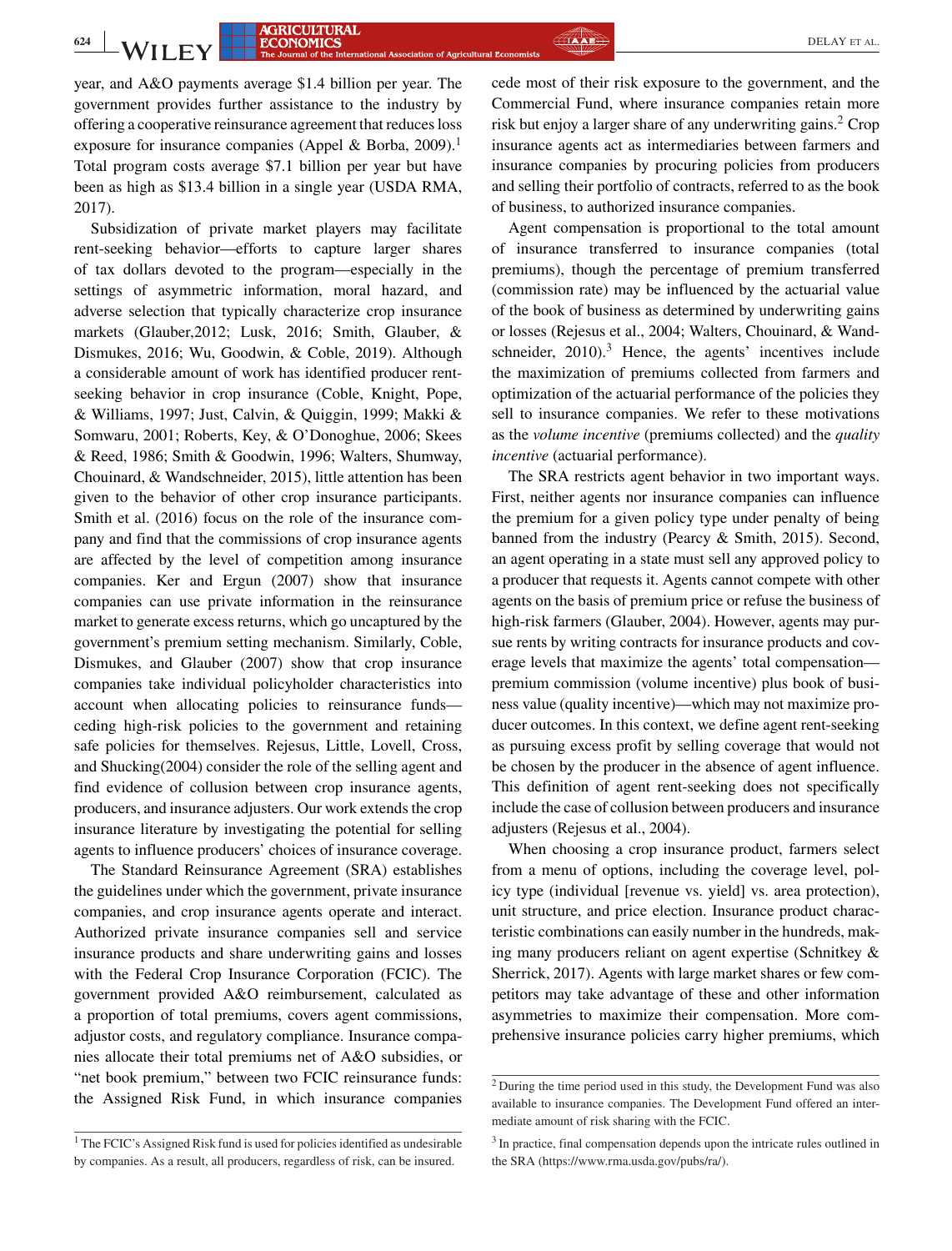year, and A&O payments average $1.4 billion per year. The government provides further assistance to the industry by offering a cooperative reinsurance agreement that reduces loss exposure for insurance companies (Appel & Borba, 2009).[1] Total program costs average $7.1 billion per year but have been as high as $13.4 billion in a single year (USDA RMA, 2017).

Subsidization of private market players may facilitate rent-seeking behavior—efforts to capture larger shares of tax dollars devoted to the program—especially in the settings of asymmetric information, moral hazard, and adverse selection that typically characterize crop insurance markets (Glauber,2012; Lusk, 2016; Smith, Glauber, & Dismukes, 2016; Wu, Goodwin, & Coble, 2019). Although a considerable amount of work has identified producer rent-seeking behavior in crop insurance (Coble, Knight, Pope, & Williams, 1997; Just, Calvin, & Quiggin, 1999; Makki & Somwaru, 2001; Roberts, Key, & O'Donoghue, 2006; Skees & Reed, 1986; Smith & Goodwin, 1996; Walters, Shumway, Chouinard, & Wandschneider, 2015), little attention has been given to the behavior of other crop insurance participants. Smith et al. (2016) focus on the role of the insurance company and find that the commissions of crop insurance agents are affected by the level of competition among insurance companies. Ker and Ergun (2007) show that insurance companies can use private information in the reinsurance market to generate excess returns, which go uncaptured by the government's premium setting mechanism. Similarly, Coble, Dismukes, and Glauber (2007) show that crop insurance companies take individual policyholder characteristics into account when allocating policies to reinsurance funds—ceding high-risk policies to the government and retaining safe policies for themselves. Rejesus, Little, Lovell, Cross, and Shucking(2004) consider the role of the selling agent and find evidence of collusion between crop insurance agents, producers, and insurance adjusters. Our work extends the crop insurance literature by investigating the potential for selling agents to influence producers' choices of insurance coverage.

The Standard Reinsurance Agreement (SRA) establishes the guidelines under which the government, private insurance companies, and crop insurance agents operate and interact. Authorized private insurance companies sell and service insurance products and share underwriting gains and losses with the Federal Crop Insurance Corporation (FCIC). The government provided A&O reimbursement, calculated as a proportion of total premiums, covers agent commissions, adjustor costs, and regulatory compliance. Insurance companies allocate their total premiums net of A&O subsidies, or "net book premium," between two FCIC reinsurance funds: the Assigned Risk Fund, in which insurance companies cede most of their risk exposure to the government, and the Commercial Fund, where insurance companies retain more risk but enjoy a larger share of any underwriting gains.[2] Crop insurance agents act as intermediaries between farmers and insurance companies by procuring policies from producers and selling their portfolio of contracts, referred to as the book of business, to authorized insurance companies.

Agent compensation is proportional to the total amount of insurance transferred to insurance companies (total premiums), though the percentage of premium transferred (commission rate) may be influenced by the actuarial value of the book of business as determined by underwriting gains or losses (Rejesus et al., 2004; Walters, Chouinard, & Wandschneider, 2010).[3] Hence, the agents' incentives include the maximization of premiums collected from farmers and optimization of the actuarial performance of the policies they sell to insurance companies. We refer to these motivations as the *volume incentive* (premiums collected) and the *quality incentive* (actuarial performance).

The SRA restricts agent behavior in two important ways. First, neither agents nor insurance companies can influence the premium for a given policy type under penalty of being banned from the industry (Pearcy & Smith, 2015). Second, an agent operating in a state must sell any approved policy to a producer that requests it. Agents cannot compete with other agents on the basis of premium price or refuse the business of high-risk farmers (Glauber, 2004). However, agents may pursue rents by writing contracts for insurance products and coverage levels that maximize the agents' total compensation—premium commission (volume incentive) plus book of business value (quality incentive)—which may not maximize producer outcomes. In this context, we define agent rent-seeking as pursuing excess profit by selling coverage that would not be chosen by the producer in the absence of agent influence. This definition of agent rent-seeking does not specifically include the case of collusion between producers and insurance adjusters (Rejesus et al., 2004).

When choosing a crop insurance product, farmers select from a menu of options, including the coverage level, policy type (individual [revenue vs. yield] vs. area protection), unit structure, and price election. Insurance product characteristic combinations can easily number in the hundreds, making many producers reliant on agent expertise (Schnitkey & Sherrick, 2017). Agents with large market shares or few competitors may take advantage of these and other information asymmetries to maximize their compensation. More comprehensive insurance policies carry higher premiums, which

[1] The FCIC's Assigned Risk fund is used for policies identified as undesirable by companies. As a result, all producers, regardless of risk, can be insured.

[2] During the time period used in this study, the Development Fund was also available to insurance companies. The Development Fund offered an intermediate amount of risk sharing with the FCIC.

[3] In practice, final compensation depends upon the intricate rules outlined in the SRA (https://www.rma.usda.gov/pubs/ra/).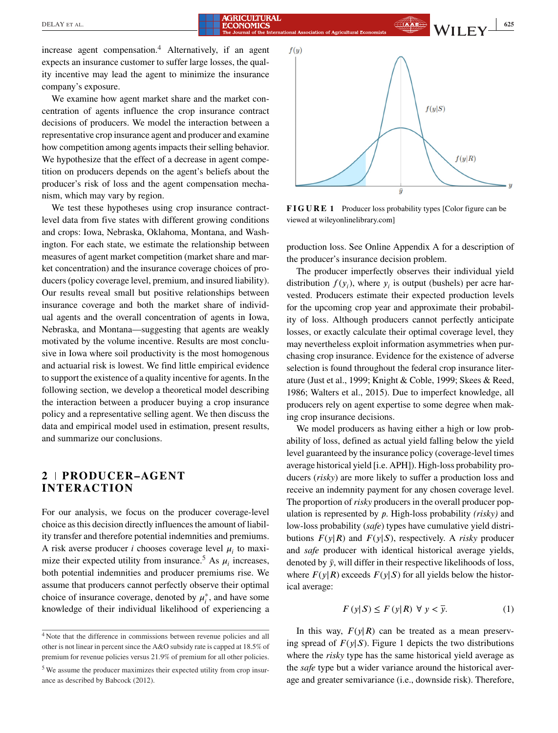increase agent compensation.[4] Alternatively, if an agent expects an insurance customer to suffer large losses, the quality incentive may lead the agent to minimize the insurance company's exposure.

We examine how agent market share and the market concentration of agents influence the crop insurance contract decisions of producers. We model the interaction between a representative crop insurance agent and producer and examine how competition among agents impacts their selling behavior. We hypothesize that the effect of a decrease in agent competition on producers depends on the agent's beliefs about the producer's risk of loss and the agent compensation mechanism, which may vary by region.

We test these hypotheses using crop insurance contract-level data from five states with different growing conditions and crops: Iowa, Nebraska, Oklahoma, Montana, and Washington. For each state, we estimate the relationship between measures of agent market competition (market share and market concentration) and the insurance coverage choices of producers (policy coverage level, premium, and insured liability). Our results reveal small but positive relationships between insurance coverage and both the market share of individual agents and the overall concentration of agents in Iowa, Nebraska, and Montana—suggesting that agents are weakly motivated by the volume incentive. Results are most conclusive in Iowa where soil productivity is the most homogenous and actuarial risk is lowest. We find little empirical evidence to support the existence of a quality incentive for agents. In the following section, we develop a theoretical model describing the interaction between a producer buying a crop insurance policy and a representative selling agent. We then discuss the data and empirical model used in estimation, present results, and summarize our conclusions.

## 2 | PRODUCER–AGENT INTERACTION

For our analysis, we focus on the producer coverage-level choice as this decision directly influences the amount of liability transfer and therefore potential indemnities and premiums. A risk averse producer $i$ chooses coverage level $\mu_i$ to maximize their expected utility from insurance.[5] As $\mu_i$ increases, both potential indemnities and producer premiums rise. We assume that producers cannot perfectly observe their optimal choice of insurance coverage, denoted by $\mu_i^*$, and have some knowledge of their individual likelihood of experiencing a production loss. See Online Appendix A for a description of the producer's insurance decision problem.

$f(y)$

$f(y|S)$

$f(y|R)$

$\bar{y}$

$y$

**FIGURE 1** Producer loss probability types [Color figure can be viewed at wileyonlinelibrary.com]

The producer imperfectly observes their individual yield distribution $f(y_i)$, where $y_i$ is output (bushels) per acre harvested. Producers estimate their expected production levels for the upcoming crop year and approximate their probability of loss. Although producers cannot perfectly anticipate losses, or exactly calculate their optimal coverage level, they may nevertheless exploit information asymmetries when purchasing crop insurance. Evidence for the existence of adverse selection is found throughout the federal crop insurance literature (Just et al., 1999; Knight & Coble, 1999; Skees & Reed, 1986; Walters et al., 2015). Due to imperfect knowledge, all producers rely on agent expertise to some degree when making crop insurance decisions.

We model producers as having either a high or low probability of loss, defined as actual yield falling below the yield level guaranteed by the insurance policy (coverage-level times average historical yield [i.e. APH]). High-loss probability producers (*risky*) are more likely to suffer a production loss and receive an indemnity payment for any chosen coverage level. The proportion of *risky* producers in the overall producer population is represented by $p$. High-loss probability *(risky)* and low-loss probability (*safe*) types have cumulative yield distributions $F(y|R)$ and $F(y|S)$, respectively. A *risky* producer and *safe* producer with identical historical average yields, denoted by $\bar{y}$, will differ in their respective likelihoods of loss, where $F(y|R)$ exceeds $F(y|S)$ for all yields below the historical average:

$$F(y|S) \leq F(y|R) \;\; \forall \; y < \bar{y}. \tag{1}$$

In this way, $F(y|R)$ can be treated as a mean preserving spread of $F(y|S)$. Figure 1 depicts the two distributions where the *risky* type has the same historical yield average as the *safe* type but a wider variance around the historical average and greater semivariance (i.e., downside risk). Therefore,

---

[4] Note that the difference in commissions between revenue policies and all other is not linear in percent since the A&O subsidy rate is capped at 18.5% of premium for revenue policies versus 21.9% of premium for all other policies.

[5] We assume the producer maximizes their expected utility from crop insurance as described by Babcock (2012).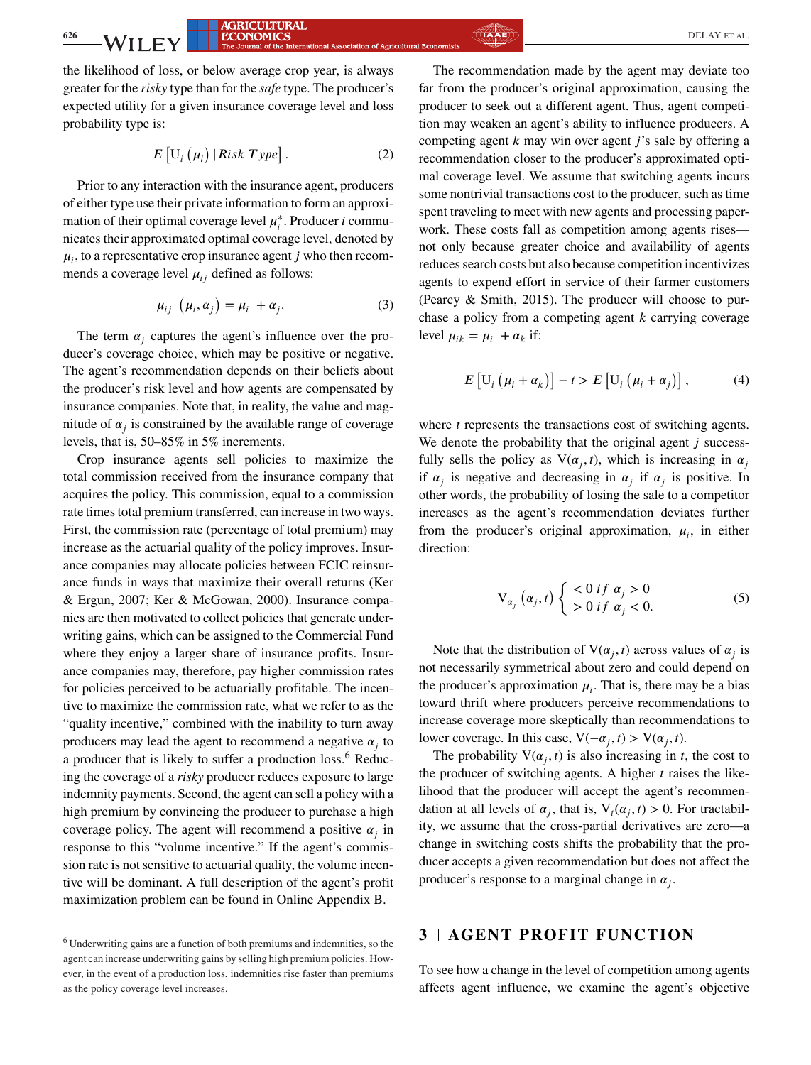the likelihood of loss, or below average crop year, is always greater for the *risky* type than for the *safe* type. The producer's expected utility for a given insurance coverage level and loss probability type is:

$$E\left[\mathrm{U}_i\left(\mu_i\right) \mid Risk\ Type\right]. \tag{2}$$

Prior to any interaction with the insurance agent, producers of either type use their private information to form an approximation of their optimal coverage level $\mu_i^*$. Producer $i$ communicates their approximated optimal coverage level, denoted by $\mu_i$, to a representative crop insurance agent $j$ who then recommends a coverage level $\mu_{ij}$ defined as follows:

$$\mu_{ij}\ \left(\mu_i, \alpha_j\right) = \mu_i\ + \alpha_j. \tag{3}$$

The term $\alpha_j$ captures the agent's influence over the producer's coverage choice, which may be positive or negative. The agent's recommendation depends on their beliefs about the producer's risk level and how agents are compensated by insurance companies. Note that, in reality, the value and magnitude of $\alpha_j$ is constrained by the available range of coverage levels, that is, 50–85% in 5% increments.

Crop insurance agents sell policies to maximize the total commission received from the insurance company that acquires the policy. This commission, equal to a commission rate times total premium transferred, can increase in two ways. First, the commission rate (percentage of total premium) may increase as the actuarial quality of the policy improves. Insurance companies may allocate policies between FCIC reinsurance funds in ways that maximize their overall returns (Ker & Ergun, 2007; Ker & McGowan, 2000). Insurance companies are then motivated to collect policies that generate underwriting gains, which can be assigned to the Commercial Fund where they enjoy a larger share of insurance profits. Insurance companies may, therefore, pay higher commission rates for policies perceived to be actuarially profitable. The incentive to maximize the commission rate, what we refer to as the "quality incentive," combined with the inability to turn away producers may lead the agent to recommend a negative $\alpha_j$ to a producer that is likely to suffer a production loss.[6] Reducing the coverage of a *risky* producer reduces exposure to large indemnity payments. Second, the agent can sell a policy with a high premium by convincing the producer to purchase a high coverage policy. The agent will recommend a positive $\alpha_j$ in response to this "volume incentive." If the agent's commission rate is not sensitive to actuarial quality, the volume incentive will be dominant. A full description of the agent's profit maximization problem can be found in Online Appendix B.

[6] Underwriting gains are a function of both premiums and indemnities, so the agent can increase underwriting gains by selling high premium policies. However, in the event of a production loss, indemnities rise faster than premiums as the policy coverage level increases.

The recommendation made by the agent may deviate too far from the producer's original approximation, causing the producer to seek out a different agent. Thus, agent competition may weaken an agent's ability to influence producers. A competing agent $k$ may win over agent $j$'s sale by offering a recommendation closer to the producer's approximated optimal coverage level. We assume that switching agents incurs some nontrivial transactions cost to the producer, such as time spent traveling to meet with new agents and processing paperwork. These costs fall as competition among agents rises—not only because greater choice and availability of agents reduces search costs but also because competition incentivizes agents to expend effort in service of their farmer customers (Pearcy & Smith, 2015). The producer will choose to purchase a policy from a competing agent $k$ carrying coverage level $\mu_{ik} = \mu_i\ + \alpha_k$ if:

$$E\left[\mathrm{U}_i\left(\mu_i + \alpha_k\right)\right] - t > E\left[\mathrm{U}_i\left(\mu_i + \alpha_j\right)\right], \tag{4}$$

where $t$ represents the transactions cost of switching agents. We denote the probability that the original agent $j$ successfully sells the policy as $\mathrm{V}(\alpha_j, t)$, which is increasing in $\alpha_j$ if $\alpha_j$ is negative and decreasing in $\alpha_j$ if $\alpha_j$ is positive. In other words, the probability of losing the sale to a competitor increases as the agent's recommendation deviates further from the producer's original approximation, $\mu_i$, in either direction:

$$\mathrm{V}_{\alpha_j}\left(\alpha_j, t\right)\begin{cases} < 0\ if\ \alpha_j > 0 \\ > 0\ if\ \alpha_j < 0. \end{cases} \tag{5}$$

Note that the distribution of $\mathrm{V}(\alpha_j, t)$ across values of $\alpha_j$ is not necessarily symmetrical about zero and could depend on the producer's approximation $\mu_i$. That is, there may be a bias toward thrift where producers perceive recommendations to increase coverage more skeptically than recommendations to lower coverage. In this case, $\mathrm{V}(-\alpha_j, t) > \mathrm{V}(\alpha_j, t)$.

The probability $\mathrm{V}(\alpha_j, t)$ is also increasing in $t$, the cost to the producer of switching agents. A higher $t$ raises the likelihood that the producer will accept the agent's recommendation at all levels of $\alpha_j$, that is, $\mathrm{V}_t(\alpha_j, t) > 0$. For tractability, we assume that the cross-partial derivatives are zero—a change in switching costs shifts the probability that the producer accepts a given recommendation but does not affect the producer's response to a marginal change in $\alpha_j$.

## 3 | AGENT PROFIT FUNCTION

To see how a change in the level of competition among agents affects agent influence, we examine the agent's objective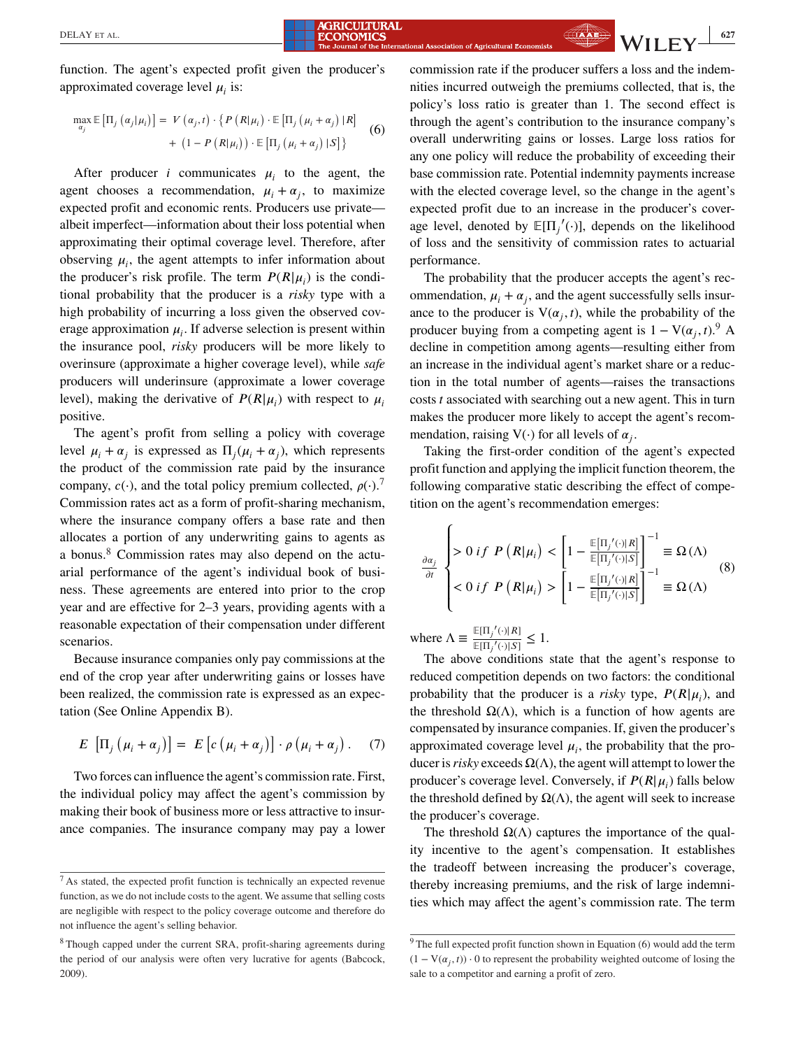function. The agent's expected profit given the producer's approximated coverage level $\mu_i$ is:

$$\max_{\alpha_j} \mathbb{E}\left[\Pi_j\left(\alpha_j|\mu_i\right)\right] = V\left(\alpha_j, t\right) \cdot \left\{P\left(R|\mu_i\right) \cdot \mathbb{E}\left[\Pi_j\left(\mu_i + \alpha_j\right)|R\right] + \left(1 - P\left(R|\mu_i\right)\right) \cdot \mathbb{E}\left[\Pi_j\left(\mu_i + \alpha_j\right)|S\right]\right\} \tag{6}$$

After producer $i$ communicates $\mu_i$ to the agent, the agent chooses a recommendation, $\mu_i + \alpha_j$, to maximize expected profit and economic rents. Producers use private—albeit imperfect—information about their loss potential when approximating their optimal coverage level. Therefore, after observing $\mu_i$, the agent attempts to infer information about the producer's risk profile. The term $P(R|\mu_i)$ is the conditional probability that the producer is a *risky* type with a high probability of incurring a loss given the observed coverage approximation $\mu_i$. If adverse selection is present within the insurance pool, *risky* producers will be more likely to overinsure (approximate a higher coverage level), while *safe* producers will underinsure (approximate a lower coverage level), making the derivative of $P(R|\mu_i)$ with respect to $\mu_i$ positive.

The agent's profit from selling a policy with coverage level $\mu_i + \alpha_j$ is expressed as $\Pi_j(\mu_i + \alpha_j)$, which represents the product of the commission rate paid by the insurance company, $c(\cdot)$, and the total policy premium collected, $\rho(\cdot)$.[7] Commission rates act as a form of profit-sharing mechanism, where the insurance company offers a base rate and then allocates a portion of any underwriting gains to agents as a bonus.[8] Commission rates may also depend on the actuarial performance of the agent's individual book of business. These agreements are entered into prior to the crop year and are effective for 2–3 years, providing agents with a reasonable expectation of their compensation under different scenarios.

Because insurance companies only pay commissions at the end of the crop year after underwriting gains or losses have been realized, the commission rate is expressed as an expectation (See Online Appendix B).

$$E\left[\Pi_j\left(\mu_i + \alpha_j\right)\right] = E\left[c\left(\mu_i + \alpha_j\right)\right] \cdot \rho\left(\mu_i + \alpha_j\right). \tag{7}$$

Two forces can influence the agent's commission rate. First, the individual policy may affect the agent's commission by making their book of business more or less attractive to insurance companies. The insurance company may pay a lower commission rate if the producer suffers a loss and the indemnities incurred outweigh the premiums collected, that is, the policy's loss ratio is greater than 1. The second effect is through the agent's contribution to the insurance company's overall underwriting gains or losses. Large loss ratios for any one policy will reduce the probability of exceeding their base commission rate. Potential indemnity payments increase with the elected coverage level, so the change in the agent's expected profit due to an increase in the producer's coverage level, denoted by $\mathbb{E}[\Pi_j{}'(\cdot)]$, depends on the likelihood of loss and the sensitivity of commission rates to actuarial performance.

The probability that the producer accepts the agent's recommendation, $\mu_i + \alpha_j$, and the agent successfully sells insurance to the producer is $V(\alpha_j, t)$, while the probability of the producer buying from a competing agent is $1 - V(\alpha_j, t)$.[9] A decline in competition among agents—resulting either from an increase in the individual agent's market share or a reduction in the total number of agents—raises the transactions costs $t$ associated with searching out a new agent. This in turn makes the producer more likely to accept the agent's recommendation, raising $V(\cdot)$ for all levels of $\alpha_j$.

Taking the first-order condition of the agent's expected profit function and applying the implicit function theorem, the following comparative static describing the effect of competition on the agent's recommendation emerges:

$$\frac{\partial \alpha_j}{\partial t} \begin{cases} > 0 \; if \; P\left(R|\mu_i\right) < \left[1 - \frac{\mathbb{E}[\Pi_j{}'(\cdot)|R]}{\mathbb{E}[\Pi_j{}'(\cdot)|S]}\right]^{-1} \equiv \Omega(\Lambda) \\ < 0 \; if \; P\left(R|\mu_i\right) > \left[1 - \frac{\mathbb{E}[\Pi_j{}'(\cdot)|R]}{\mathbb{E}[\Pi_j{}'(\cdot)|S]}\right]^{-1} \equiv \Omega(\Lambda) \end{cases} \tag{8}$$

where $\Lambda \equiv \frac{\mathbb{E}[\Pi_j{}'(\cdot)|R]}{\mathbb{E}[\Pi_j{}'(\cdot)|S]} \leq 1$.

The above conditions state that the agent's response to reduced competition depends on two factors: the conditional probability that the producer is a *risky* type, $P(R|\mu_i)$, and the threshold $\Omega(\Lambda)$, which is a function of how agents are compensated by insurance companies. If, given the producer's approximated coverage level $\mu_i$, the probability that the producer is *risky* exceeds $\Omega(\Lambda)$, the agent will attempt to lower the producer's coverage level. Conversely, if $P(R|\mu_i)$ falls below the threshold defined by $\Omega(\Lambda)$, the agent will seek to increase the producer's coverage.

The threshold $\Omega(\Lambda)$ captures the importance of the quality incentive to the agent's compensation. It establishes the tradeoff between increasing the producer's coverage, thereby increasing premiums, and the risk of large indemnities which may affect the agent's commission rate. The term

---

[7] As stated, the expected profit function is technically an expected revenue function, as we do not include costs to the agent. We assume that selling costs are negligible with respect to the policy coverage outcome and therefore do not influence the agent's selling behavior.

[8] Though capped under the current SRA, profit-sharing agreements during the period of our analysis were often very lucrative for agents (Babcock, 2009).

[9] The full expected profit function shown in Equation (6) would add the term $(1 - V(\alpha_j, t)) \cdot 0$ to represent the probability weighted outcome of losing the sale to a competitor and earning a profit of zero.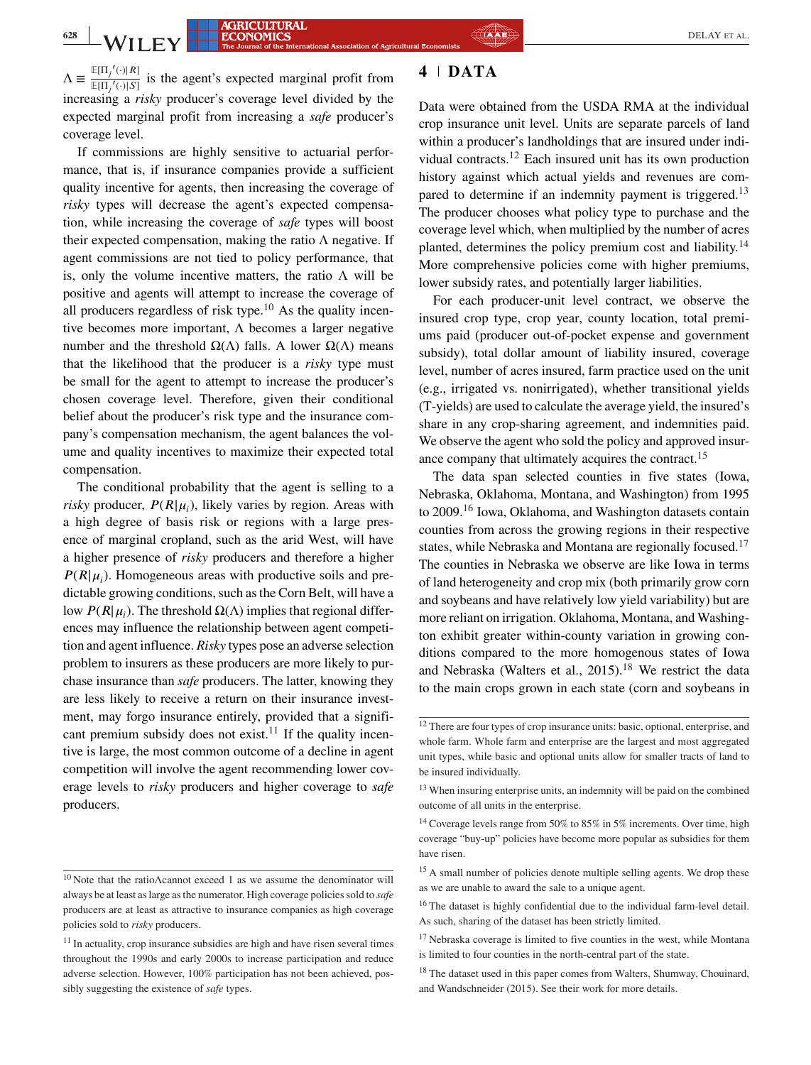$\Lambda \equiv \frac{\mathbb{E}[\Pi_j{}'(\cdot)|R]}{\mathbb{E}[\Pi_j{}'(\cdot)|S]}$ is the agent's expected marginal profit from increasing a *risky* producer's coverage level divided by the expected marginal profit from increasing a *safe* producer's coverage level.

If commissions are highly sensitive to actuarial performance, that is, if insurance companies provide a sufficient quality incentive for agents, then increasing the coverage of *risky* types will decrease the agent's expected compensation, while increasing the coverage of *safe* types will boost their expected compensation, making the ratio $\Lambda$ negative. If agent commissions are not tied to policy performance, that is, only the volume incentive matters, the ratio $\Lambda$ will be positive and agents will attempt to increase the coverage of all producers regardless of risk type.[10] As the quality incentive becomes more important, $\Lambda$ becomes a larger negative number and the threshold $\Omega(\Lambda)$ falls. A lower $\Omega(\Lambda)$ means that the likelihood that the producer is a *risky* type must be small for the agent to attempt to increase the producer's chosen coverage level. Therefore, given their conditional belief about the producer's risk type and the insurance company's compensation mechanism, the agent balances the volume and quality incentives to maximize their expected total compensation.

The conditional probability that the agent is selling to a *risky* producer, $P(R|\mu_i)$, likely varies by region. Areas with a high degree of basis risk or regions with a large presence of marginal cropland, such as the arid West, will have a higher presence of *risky* producers and therefore a higher $P(R|\mu_i)$. Homogeneous areas with productive soils and predictable growing conditions, such as the Corn Belt, will have a low $P(R|\mu_i)$. The threshold $\Omega(\Lambda)$ implies that regional differences may influence the relationship between agent competition and agent influence. *Risky* types pose an adverse selection problem to insurers as these producers are more likely to purchase insurance than *safe* producers. The latter, knowing they are less likely to receive a return on their insurance investment, may forgo insurance entirely, provided that a significant premium subsidy does not exist.[11] If the quality incentive is large, the most common outcome of a decline in agent competition will involve the agent recommending lower coverage levels to *risky* producers and higher coverage to *safe* producers.

## 4 | DATA

Data were obtained from the USDA RMA at the individual crop insurance unit level. Units are separate parcels of land within a producer's landholdings that are insured under individual contracts.[12] Each insured unit has its own production history against which actual yields and revenues are compared to determine if an indemnity payment is triggered.[13] The producer chooses what policy type to purchase and the coverage level which, when multiplied by the number of acres planted, determines the policy premium cost and liability.[14] More comprehensive policies come with higher premiums, lower subsidy rates, and potentially larger liabilities.

For each producer-unit level contract, we observe the insured crop type, crop year, county location, total premiums paid (producer out-of-pocket expense and government subsidy), total dollar amount of liability insured, coverage level, number of acres insured, farm practice used on the unit (e.g., irrigated vs. nonirrigated), whether transitional yields (T-yields) are used to calculate the average yield, the insured's share in any crop-sharing agreement, and indemnities paid. We observe the agent who sold the policy and approved insurance company that ultimately acquires the contract.[15]

The data span selected counties in five states (Iowa, Nebraska, Oklahoma, Montana, and Washington) from 1995 to 2009.[16] Iowa, Oklahoma, and Washington datasets contain counties from across the growing regions in their respective states, while Nebraska and Montana are regionally focused.[17] The counties in Nebraska we observe are like Iowa in terms of land heterogeneity and crop mix (both primarily grow corn and soybeans and have relatively low yield variability) but are more reliant on irrigation. Oklahoma, Montana, and Washington exhibit greater within-county variation in growing conditions compared to the more homogenous states of Iowa and Nebraska (Walters et al., 2015).[18] We restrict the data to the main crops grown in each state (corn and soybeans in

---

[10] Note that the ratio $\Lambda$ cannot exceed 1 as we assume the denominator will always be at least as large as the numerator. High coverage policies sold to *safe* producers are at least as attractive to insurance companies as high coverage policies sold to *risky* producers.

[11] In actuality, crop insurance subsidies are high and have risen several times throughout the 1990s and early 2000s to increase participation and reduce adverse selection. However, 100% participation has not been achieved, possibly suggesting the existence of *safe* types.

[12] There are four types of crop insurance units: basic, optional, enterprise, and whole farm. Whole farm and enterprise are the largest and most aggregated unit types, while basic and optional units allow for smaller tracts of land to be insured individually.

[13] When insuring enterprise units, an indemnity will be paid on the combined outcome of all units in the enterprise.

[14] Coverage levels range from 50% to 85% in 5% increments. Over time, high coverage "buy-up" policies have become more popular as subsidies for them have risen.

[15] A small number of policies denote multiple selling agents. We drop these as we are unable to award the sale to a unique agent.

[16] The dataset is highly confidential due to the individual farm-level detail. As such, sharing of the dataset has been strictly limited.

[17] Nebraska coverage is limited to five counties in the west, while Montana is limited to four counties in the north-central part of the state.

[18] The dataset used in this paper comes from Walters, Shumway, Chouinard, and Wandschneider (2015). See their work for more details.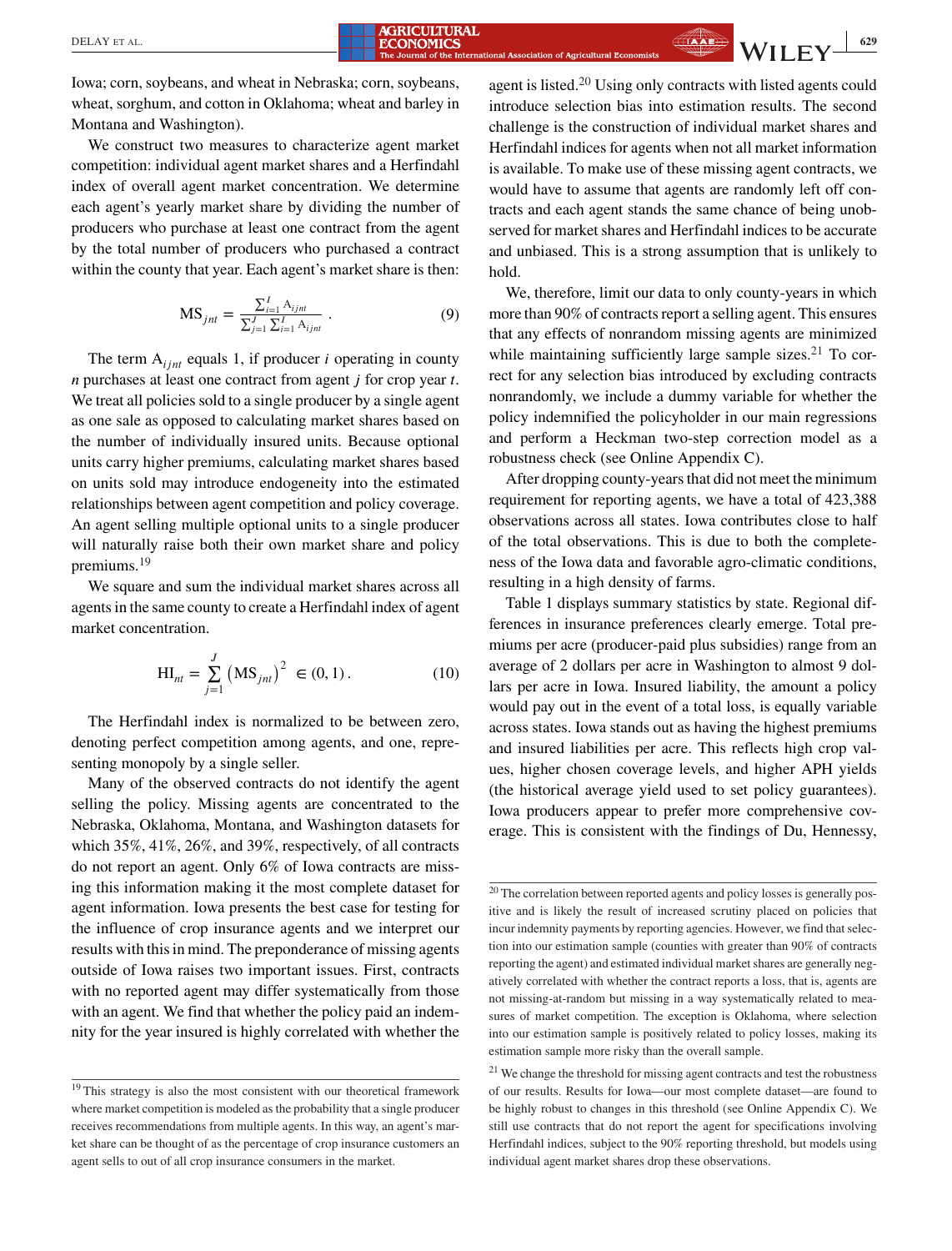Iowa; corn, soybeans, and wheat in Nebraska; corn, soybeans, wheat, sorghum, and cotton in Oklahoma; wheat and barley in Montana and Washington).

We construct two measures to characterize agent market competition: individual agent market shares and a Herfindahl index of overall agent market concentration. We determine each agent's yearly market share by dividing the number of producers who purchase at least one contract from the agent by the total number of producers who purchased a contract within the county that year. Each agent's market share is then:

$$\text{MS}_{jnt} = \frac{\sum_{i=1}^{I} \text{A}_{ijnt}}{\sum_{j=1}^{J}\sum_{i=1}^{I} \text{A}_{ijnt}}. \tag{9}$$

The term $\text{A}_{ijnt}$ equals 1, if producer $i$ operating in county $n$ purchases at least one contract from agent $j$ for crop year $t$. We treat all policies sold to a single producer by a single agent as one sale as opposed to calculating market shares based on the number of individually insured units. Because optional units carry higher premiums, calculating market shares based on units sold may introduce endogeneity into the estimated relationships between agent competition and policy coverage. An agent selling multiple optional units to a single producer will naturally raise both their own market share and policy premiums.[19]

We square and sum the individual market shares across all agents in the same county to create a Herfindahl index of agent market concentration.

$$\text{HI}_{nt} = \sum_{j=1}^{J} \left(\text{MS}_{jnt}\right)^2 \in (0,1). \tag{10}$$

The Herfindahl index is normalized to be between zero, denoting perfect competition among agents, and one, representing monopoly by a single seller.

Many of the observed contracts do not identify the agent selling the policy. Missing agents are concentrated to the Nebraska, Oklahoma, Montana, and Washington datasets for which 35%, 41%, 26%, and 39%, respectively, of all contracts do not report an agent. Only 6% of Iowa contracts are missing this information making it the most complete dataset for agent information. Iowa presents the best case for testing for the influence of crop insurance agents and we interpret our results with this in mind. The preponderance of missing agents outside of Iowa raises two important issues. First, contracts with no reported agent may differ systematically from those with an agent. We find that whether the policy paid an indemnity for the year insured is highly correlated with whether the agent is listed.[20] Using only contracts with listed agents could introduce selection bias into estimation results. The second challenge is the construction of individual market shares and Herfindahl indices for agents when not all market information is available. To make use of these missing agent contracts, we would have to assume that agents are randomly left off contracts and each agent stands the same chance of being unobserved for market shares and Herfindahl indices to be accurate and unbiased. This is a strong assumption that is unlikely to hold.

We, therefore, limit our data to only county-years in which more than 90% of contracts report a selling agent. This ensures that any effects of nonrandom missing agents are minimized while maintaining sufficiently large sample sizes.[21] To correct for any selection bias introduced by excluding contracts nonrandomly, we include a dummy variable for whether the policy indemnified the policyholder in our main regressions and perform a Heckman two-step correction model as a robustness check (see Online Appendix C).

After dropping county-years that did not meet the minimum requirement for reporting agents, we have a total of 423,388 observations across all states. Iowa contributes close to half of the total observations. This is due to both the completeness of the Iowa data and favorable agro-climatic conditions, resulting in a high density of farms.

Table 1 displays summary statistics by state. Regional differences in insurance preferences clearly emerge. Total premiums per acre (producer-paid plus subsidies) range from an average of 2 dollars per acre in Washington to almost 9 dollars per acre in Iowa. Insured liability, the amount a policy would pay out in the event of a total loss, is equally variable across states. Iowa stands out as having the highest premiums and insured liabilities per acre. This reflects high crop values, higher chosen coverage levels, and higher APH yields (the historical average yield used to set policy guarantees). Iowa producers appear to prefer more comprehensive coverage. This is consistent with the findings of Du, Hennessy,

[19] This strategy is also the most consistent with our theoretical framework where market competition is modeled as the probability that a single producer receives recommendations from multiple agents. In this way, an agent's market share can be thought of as the percentage of crop insurance customers an agent sells to out of all crop insurance consumers in the market.

[20] The correlation between reported agents and policy losses is generally positive and is likely the result of increased scrutiny placed on policies that incur indemnity payments by reporting agencies. However, we find that selection into our estimation sample (counties with greater than 90% of contracts reporting the agent) and estimated individual market shares are generally negatively correlated with whether the contract reports a loss, that is, agents are not missing-at-random but missing in a way systematically related to measures of market competition. The exception is Oklahoma, where selection into our estimation sample is positively related to policy losses, making its estimation sample more risky than the overall sample.

[21] We change the threshold for missing agent contracts and test the robustness of our results. Results for Iowa—our most complete dataset—are found to be highly robust to changes in this threshold (see Online Appendix C). We still use contracts that do not report the agent for specifications involving Herfindahl indices, subject to the 90% reporting threshold, but models using individual agent market shares drop these observations.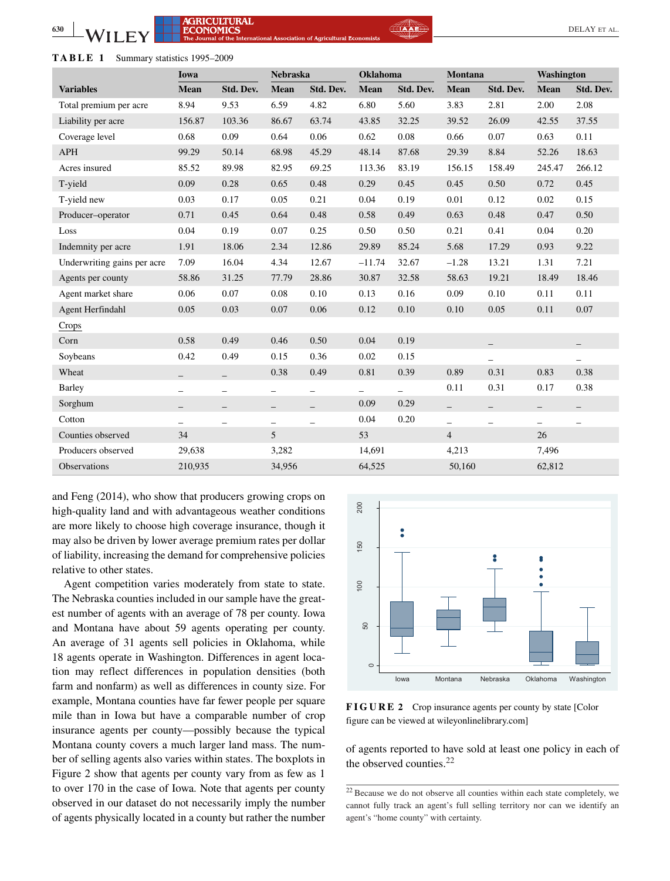**TABLE 1** Summary statistics 1995–2009

| | Iowa | | Nebraska | | Oklahoma | | Montana | | Washington | |
|---|---|---|---|---|---|---|---|---|---|---|
| **Variables** | **Mean** | **Std. Dev.** | **Mean** | **Std. Dev.** | **Mean** | **Std. Dev.** | **Mean** | **Std. Dev.** | **Mean** | **Std. Dev.** |
| Total premium per acre | 8.94 | 9.53 | 6.59 | 4.82 | 6.80 | 5.60 | 3.83 | 2.81 | 2.00 | 2.08 |
| Liability per acre | 156.87 | 103.36 | 86.67 | 63.74 | 43.85 | 32.25 | 39.52 | 26.09 | 42.55 | 37.55 |
| Coverage level | 0.68 | 0.09 | 0.64 | 0.06 | 0.62 | 0.08 | 0.66 | 0.07 | 0.63 | 0.11 |
| APH | 99.29 | 50.14 | 68.98 | 45.29 | 48.14 | 87.68 | 29.39 | 8.84 | 52.26 | 18.63 |
| Acres insured | 85.52 | 89.98 | 82.95 | 69.25 | 113.36 | 83.19 | 156.15 | 158.49 | 245.47 | 266.12 |
| T-yield | 0.09 | 0.28 | 0.65 | 0.48 | 0.29 | 0.45 | 0.45 | 0.50 | 0.72 | 0.45 |
| T-yield new | 0.03 | 0.17 | 0.05 | 0.21 | 0.04 | 0.19 | 0.01 | 0.12 | 0.02 | 0.15 |
| Producer–operator | 0.71 | 0.45 | 0.64 | 0.48 | 0.58 | 0.49 | 0.63 | 0.48 | 0.47 | 0.50 |
| Loss | 0.04 | 0.19 | 0.07 | 0.25 | 0.50 | 0.50 | 0.21 | 0.41 | 0.04 | 0.20 |
| Indemnity per acre | 1.91 | 18.06 | 2.34 | 12.86 | 29.89 | 85.24 | 5.68 | 17.29 | 0.93 | 9.22 |
| Underwriting gains per acre | 7.09 | 16.04 | 4.34 | 12.67 | −11.74 | 32.67 | −1.28 | 13.21 | 1.31 | 7.21 |
| Agents per county | 58.86 | 31.25 | 77.79 | 28.86 | 30.87 | 32.58 | 58.63 | 19.21 | 18.49 | 18.46 |
| Agent market share | 0.06 | 0.07 | 0.08 | 0.10 | 0.13 | 0.16 | 0.09 | 0.10 | 0.11 | 0.11 |
| Agent Herfindahl | 0.05 | 0.03 | 0.07 | 0.06 | 0.12 | 0.10 | 0.10 | 0.05 | 0.11 | 0.07 |
| Crops | | | | | | | | | | |
| Corn | 0.58 | 0.49 | 0.46 | 0.50 | 0.04 | 0.19 | | _ | | _ |
| Soybeans | 0.42 | 0.49 | 0.15 | 0.36 | 0.02 | 0.15 | | _ | | _ |
| Wheat | _ | _ | 0.38 | 0.49 | 0.81 | 0.39 | 0.89 | 0.31 | 0.83 | 0.38 |
| Barley | _ | _ | _ | _ | _ | _ | 0.11 | 0.31 | 0.17 | 0.38 |
| Sorghum | _ | _ | _ | _ | 0.09 | 0.29 | _ | _ | _ | _ |
| Cotton | _ | _ | _ | _ | 0.04 | 0.20 | _ | _ | _ | _ |
| Counties observed | 34 | | 5 | | 53 | | 4 | | 26 | |
| Producers observed | 29,638 | | 3,282 | | 14,691 | | 4,213 | | 7,496 | |
| Observations | 210,935 | | 34,956 | | 64,525 | | 50,160 | | 62,812 | |

and Feng (2014), who show that producers growing crops on high-quality land and with advantageous weather conditions are more likely to choose high coverage insurance, though it may also be driven by lower average premium rates per dollar of liability, increasing the demand for comprehensive policies relative to other states.

Agent competition varies moderately from state to state. The Nebraska counties included in our sample have the greatest number of agents with an average of 78 per county. Iowa and Montana have about 59 agents operating per county. An average of 31 agents sell policies in Oklahoma, while 18 agents operate in Washington. Differences in agent location may reflect differences in population densities (both farm and nonfarm) as well as differences in county size. For example, Montana counties have far fewer people per square mile than in Iowa but have a comparable number of crop insurance agents per county—possibly because the typical Montana county covers a much larger land mass. The number of selling agents also varies within states. The boxplots in Figure 2 show that agents per county vary from as few as 1 to over 170 in the case of Iowa. Note that agents per county observed in our dataset do not necessarily imply the number of agents physically located in a county but rather the number of agents reported to have sold at least one policy in each of the observed counties.[22]

**FIGURE 2** Crop insurance agents per county by state [Color figure can be viewed at wileyonlinelibrary.com]

[22] Because we do not observe all counties within each state completely, we cannot fully track an agent's full selling territory nor can we identify an agent's "home county" with certainty.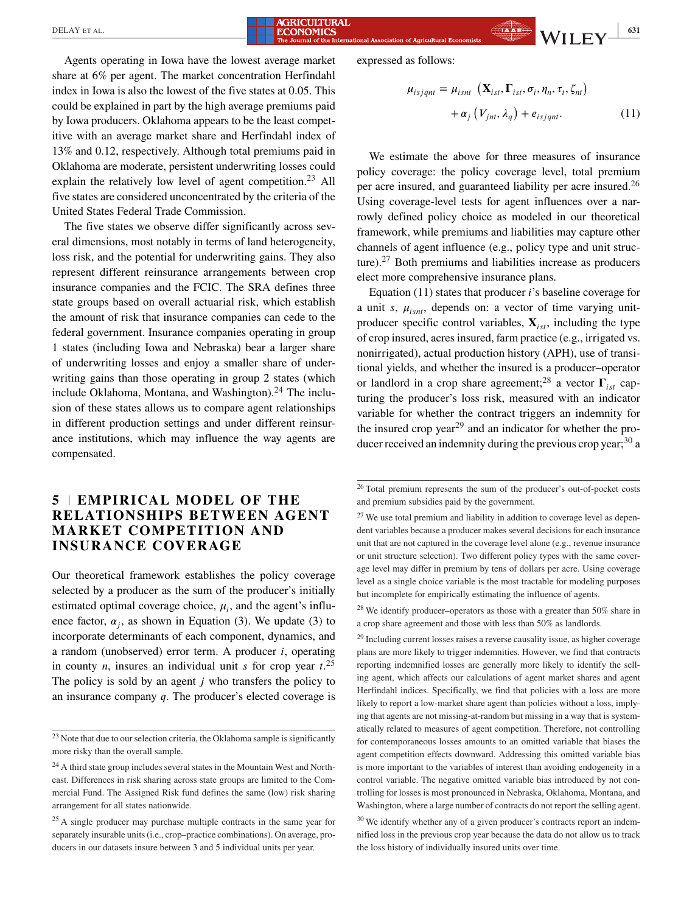Agents operating in Iowa have the lowest average market share at 6% per agent. The market concentration Herfindahl index in Iowa is also the lowest of the five states at 0.05. This could be explained in part by the high average premiums paid by Iowa producers. Oklahoma appears to be the least competitive with an average market share and Herfindahl index of 13% and 0.12, respectively. Although total premiums paid in Oklahoma are moderate, persistent underwriting losses could explain the relatively low level of agent competition.[23] All five states are considered unconcentrated by the criteria of the United States Federal Trade Commission.

The five states we observe differ significantly across several dimensions, most notably in terms of land heterogeneity, loss risk, and the potential for underwriting gains. They also represent different reinsurance arrangements between crop insurance companies and the FCIC. The SRA defines three state groups based on overall actuarial risk, which establish the amount of risk that insurance companies can cede to the federal government. Insurance companies operating in group 1 states (including Iowa and Nebraska) bear a larger share of underwriting losses and enjoy a smaller share of underwriting gains than those operating in group 2 states (which include Oklahoma, Montana, and Washington).[24] The inclusion of these states allows us to compare agent relationships in different production settings and under different reinsurance institutions, which may influence the way agents are compensated.

## 5 | EMPIRICAL MODEL OF THE RELATIONSHIPS BETWEEN AGENT MARKET COMPETITION AND INSURANCE COVERAGE

Our theoretical framework establishes the policy coverage selected by a producer as the sum of the producer's initially estimated optimal coverage choice, $\mu_i$, and the agent's influence factor, $\alpha_j$, as shown in Equation (3). We update (3) to incorporate determinants of each component, dynamics, and a random (unobserved) error term. A producer $i$, operating in county $n$, insures an individual unit $s$ for crop year $t$.[25] The policy is sold by an agent $j$ who transfers the policy to an insurance company $q$. The producer's elected coverage is expressed as follows:

$$\mu_{isjqnt} = \mu_{isnt}\left(\mathbf{X}_{ist}, \mathbf{\Gamma}_{ist}, \sigma_i, \eta_n, \tau_t, \zeta_{nt}\right) + \alpha_j\left(V_{jnt}, \lambda_q\right) + e_{isjqnt}. \tag{11}$$

We estimate the above for three measures of insurance policy coverage: the policy coverage level, total premium per acre insured, and guaranteed liability per acre insured.[26] Using coverage-level tests for agent influences over a narrowly defined policy choice as modeled in our theoretical framework, while premiums and liabilities may capture other channels of agent influence (e.g., policy type and unit structure).[27] Both premiums and liabilities increase as producers elect more comprehensive insurance plans.

Equation (11) states that producer $i$'s baseline coverage for a unit $s$, $\mu_{isnt}$, depends on: a vector of time varying unit-producer specific control variables, $\mathbf{X}_{ist}$, including the type of crop insured, acres insured, farm practice (e.g., irrigated vs. nonirrigated), actual production history (APH), use of transitional yields, and whether the insured is a producer–operator or landlord in a crop share agreement;[28] a vector $\mathbf{\Gamma}_{ist}$ capturing the producer's loss risk, measured with an indicator variable for whether the contract triggers an indemnity for the insured crop year[29] and an indicator for whether the producer received an indemnity during the previous crop year;[30] a

---

[23] Note that due to our selection criteria, the Oklahoma sample is significantly more risky than the overall sample.

[24] A third state group includes several states in the Mountain West and Northeast. Differences in risk sharing across state groups are limited to the Commercial Fund. The Assigned Risk fund defines the same (low) risk sharing arrangement for all states nationwide.

[25] A single producer may purchase multiple contracts in the same year for separately insurable units (i.e., crop–practice combinations). On average, producers in our datasets insure between 3 and 5 individual units per year.

[26] Total premium represents the sum of the producer's out-of-pocket costs and premium subsidies paid by the government.

[27] We use total premium and liability in addition to coverage level as dependent variables because a producer makes several decisions for each insurance unit that are not captured in the coverage level alone (e.g., revenue insurance or unit structure selection). Two different policy types with the same coverage level may differ in premium by tens of dollars per acre. Using coverage level as a single choice variable is the most tractable for modeling purposes but incomplete for empirically estimating the influence of agents.

[28] We identify producer–operators as those with a greater than 50% share in a crop share agreement and those with less than 50% as landlords.

[29] Including current losses raises a reverse causality issue, as higher coverage plans are more likely to trigger indemnities. However, we find that contracts reporting indemnified losses are generally more likely to identify the selling agent, which affects our calculations of agent market shares and agent Herfindahl indices. Specifically, we find that policies with a loss are more likely to report a low-market share agent than policies without a loss, implying that agents are not missing-at-random but missing in a way that is systematically related to measures of agent competition. Therefore, not controlling for contemporaneous losses amounts to an omitted variable that biases the agent competition effects downward. Addressing this omitted variable bias is more important to the variables of interest than avoiding endogeneity in a control variable. The negative omitted variable bias introduced by not controlling for losses is most pronounced in Nebraska, Oklahoma, Montana, and Washington, where a large number of contracts do not report the selling agent.

[30] We identify whether any of a given producer's contracts report an indemnified loss in the previous crop year because the data do not allow us to track the loss history of individually insured units over time.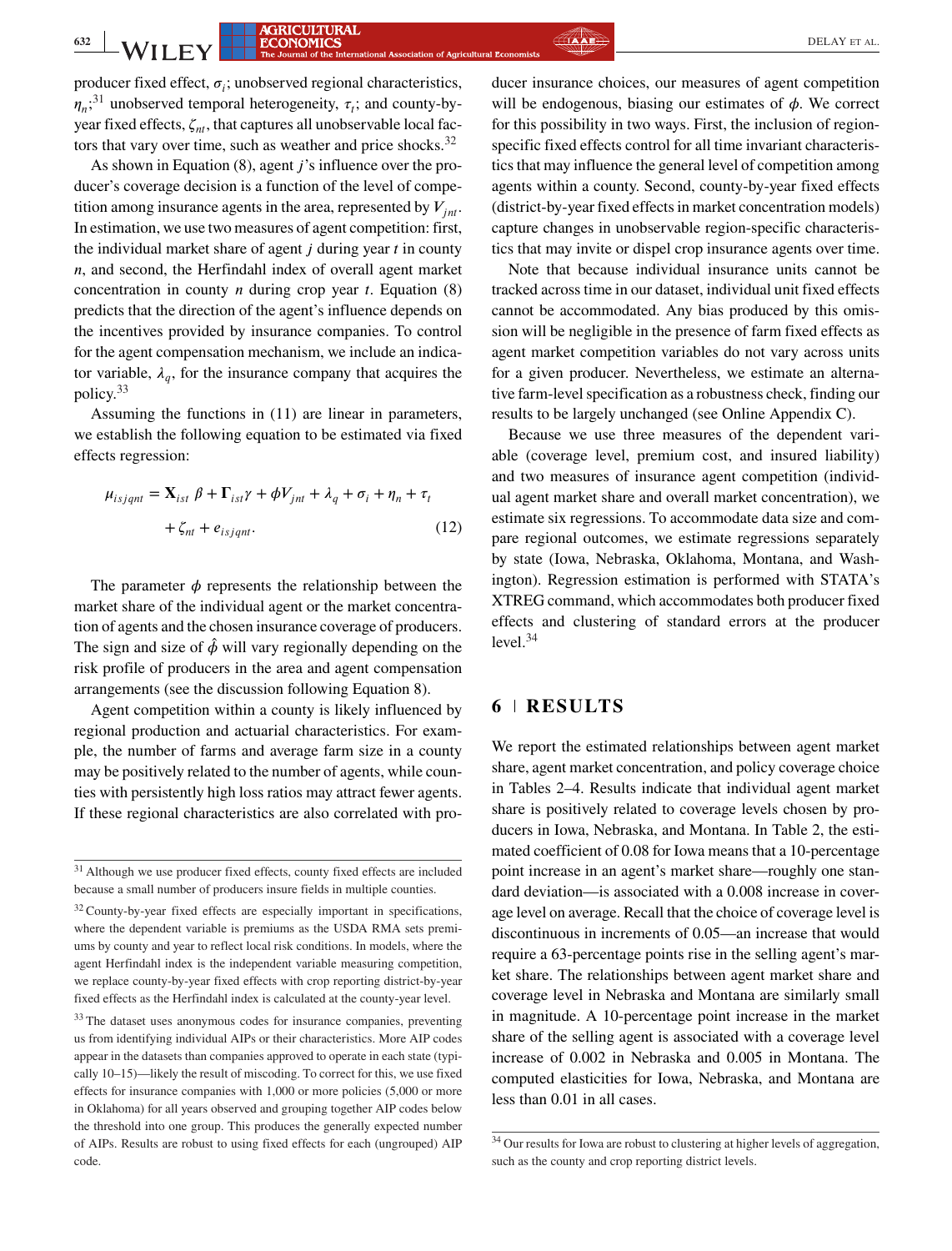producer fixed effect, $\sigma_i$; unobserved regional characteristics, $\eta_n$;[31] unobserved temporal heterogeneity, $\tau_t$; and county-by-year fixed effects, $\zeta_{nt}$, that captures all unobservable local factors that vary over time, such as weather and price shocks.[32]

As shown in Equation (8), agent $j$'s influence over the producer's coverage decision is a function of the level of competition among insurance agents in the area, represented by $V_{jnt}$. In estimation, we use two measures of agent competition: first, the individual market share of agent $j$ during year $t$ in county $n$, and second, the Herfindahl index of overall agent market concentration in county $n$ during crop year $t$. Equation (8) predicts that the direction of the agent's influence depends on the incentives provided by insurance companies. To control for the agent compensation mechanism, we include an indicator variable, $\lambda_q$, for the insurance company that acquires the policy.[33]

Assuming the functions in (11) are linear in parameters, we establish the following equation to be estimated via fixed effects regression:

$$\mu_{isjqnt} = \mathbf{X}_{ist}\,\beta + \mathbf{\Gamma}_{ist}\gamma + \phi V_{jnt} + \lambda_q + \sigma_i + \eta_n + \tau_t + \zeta_{nt} + e_{isjqnt}. \tag{12}$$

The parameter $\phi$ represents the relationship between the market share of the individual agent or the market concentration of agents and the chosen insurance coverage of producers. The sign and size of $\hat{\phi}$ will vary regionally depending on the risk profile of producers in the area and agent compensation arrangements (see the discussion following Equation 8).

Agent competition within a county is likely influenced by regional production and actuarial characteristics. For example, the number of farms and average farm size in a county may be positively related to the number of agents, while counties with persistently high loss ratios may attract fewer agents. If these regional characteristics are also correlated with producer insurance choices, our measures of agent competition will be endogenous, biasing our estimates of $\phi$. We correct for this possibility in two ways. First, the inclusion of region-specific fixed effects control for all time invariant characteristics that may influence the general level of competition among agents within a county. Second, county-by-year fixed effects (district-by-year fixed effects in market concentration models) capture changes in unobservable region-specific characteristics that may invite or dispel crop insurance agents over time.

Note that because individual insurance units cannot be tracked across time in our dataset, individual unit fixed effects cannot be accommodated. Any bias produced by this omission will be negligible in the presence of farm fixed effects as agent market competition variables do not vary across units for a given producer. Nevertheless, we estimate an alternative farm-level specification as a robustness check, finding our results to be largely unchanged (see Online Appendix C).

Because we use three measures of the dependent variable (coverage level, premium cost, and insured liability) and two measures of insurance agent competition (individual agent market share and overall market concentration), we estimate six regressions. To accommodate data size and compare regional outcomes, we estimate regressions separately by state (Iowa, Nebraska, Oklahoma, Montana, and Washington). Regression estimation is performed with STATA's XTREG command, which accommodates both producer fixed effects and clustering of standard errors at the producer level.[34]

## 6 RESULTS

We report the estimated relationships between agent market share, agent market concentration, and policy coverage choice in Tables 2–4. Results indicate that individual agent market share is positively related to coverage levels chosen by producers in Iowa, Nebraska, and Montana. In Table 2, the estimated coefficient of 0.08 for Iowa means that a 10-percentage point increase in an agent's market share—roughly one standard deviation—is associated with a 0.008 increase in coverage level on average. Recall that the choice of coverage level is discontinuous in increments of 0.05—an increase that would require a 63-percentage points rise in the selling agent's market share. The relationships between agent market share and coverage level in Nebraska and Montana are similarly small in magnitude. A 10-percentage point increase in the market share of the selling agent is associated with a coverage level increase of 0.002 in Nebraska and 0.005 in Montana. The computed elasticities for Iowa, Nebraska, and Montana are less than 0.01 in all cases.

---

[31] Although we use producer fixed effects, county fixed effects are included because a small number of producers insure fields in multiple counties.

[32] County-by-year fixed effects are especially important in specifications, where the dependent variable is premiums as the USDA RMA sets premiums by county and year to reflect local risk conditions. In models, where the agent Herfindahl index is the independent variable measuring competition, we replace county-by-year fixed effects with crop reporting district-by-year fixed effects as the Herfindahl index is calculated at the county-year level.

[33] The dataset uses anonymous codes for insurance companies, preventing us from identifying individual AIPs or their characteristics. More AIP codes appear in the datasets than companies approved to operate in each state (typically 10–15)—likely the result of miscoding. To correct for this, we use fixed effects for insurance companies with 1,000 or more policies (5,000 or more in Oklahoma) for all years observed and grouping together AIP codes below the threshold into one group. This produces the generally expected number of AIPs. Results are robust to using fixed effects for each (ungrouped) AIP code.

[34] Our results for Iowa are robust to clustering at higher levels of aggregation, such as the county and crop reporting district levels.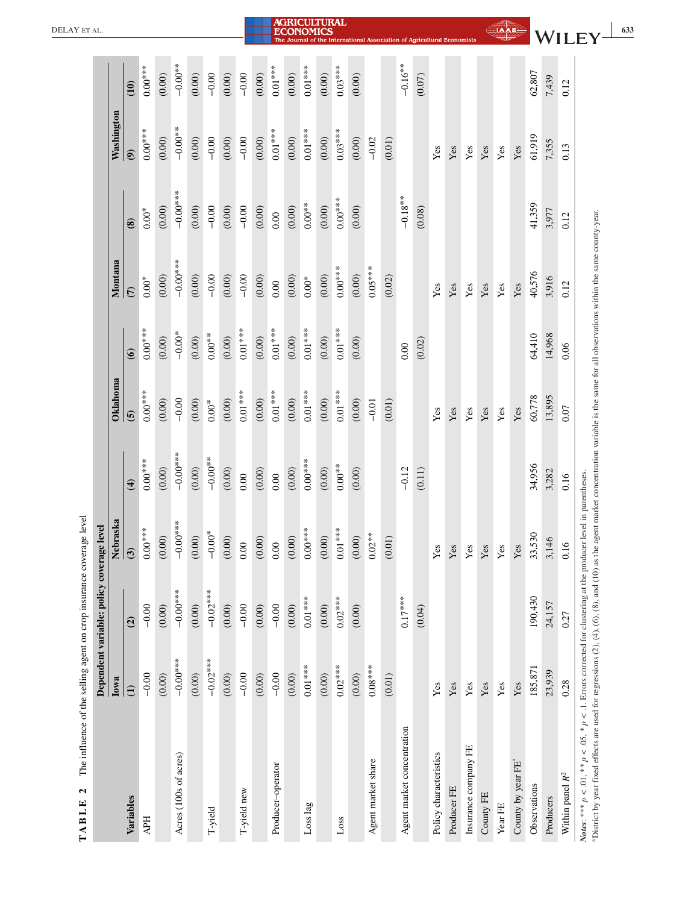**TABLE 2** The influence of the selling agent on crop insurance coverage level

| Variables | Iowa (1) | Iowa (2) | Nebraska (3) | Nebraska (4) | Oklahoma (5) | Oklahoma (6) | Montana (7) | Montana (8) | Washington (9) | Washington (10) |
|---|---|---|---|---|---|---|---|---|---|---|
| | Dependent variable: policy coverage level | | | | | | | | | |
| APH | −0.00 | −0.00 | 0.00*** | 0.00*** | 0.00*** | 0.00*** | 0.00* | 0.00* | 0.00*** | 0.00*** |
| | (0.00) | (0.00) | (0.00) | (0.00) | (0.00) | (0.00) | (0.00) | (0.00) | (0.00) | (0.00) |
| Acres (100s of acres) | −0.00*** | −0.00*** | −0.00*** | −0.00*** | −0.00 | −0.00* | −0.00*** | −0.00*** | −0.00** | −0.00** |
| | (0.00) | (0.00) | (0.00) | (0.00) | (0.00) | (0.00) | (0.00) | (0.00) | (0.00) | (0.00) |
| T-yield | −0.02*** | −0.02*** | −0.00* | −0.00** | 0.00* | 0.00** | −0.00 | −0.00 | −0.00 | −0.00 |
| | (0.00) | (0.00) | (0.00) | (0.00) | (0.00) | (0.00) | (0.00) | (0.00) | (0.00) | (0.00) |
| T-yield new | −0.00 | −0.00 | 0.00 | 0.00 | 0.01*** | 0.01*** | −0.00 | −0.00 | −0.00 | −0.00 |
| | (0.00) | (0.00) | (0.00) | (0.00) | (0.00) | (0.00) | (0.00) | (0.00) | (0.00) | (0.00) |
| Producer–operator | −0.00 | −0.00 | 0.00 | 0.00 | 0.01*** | 0.01*** | 0.00 | 0.00 | 0.01*** | 0.01*** |
| | (0.00) | (0.00) | (0.00) | (0.00) | (0.00) | (0.00) | (0.00) | (0.00) | (0.00) | (0.00) |
| Loss lag | 0.01*** | 0.01*** | 0.00*** | 0.00*** | 0.01*** | 0.01*** | 0.00* | 0.00** | 0.01*** | 0.01*** |
| | (0.00) | (0.00) | (0.00) | (0.00) | (0.00) | (0.00) | (0.00) | (0.00) | (0.00) | (0.00) |
| Loss | 0.02*** | 0.02*** | 0.01*** | 0.00** | 0.01*** | 0.01*** | 0.00*** | 0.00*** | 0.03*** | 0.03*** |
| | (0.00) | (0.00) | (0.00) | (0.00) | (0.00) | (0.00) | (0.00) | (0.00) | (0.00) | (0.00) |
| Agent market share | 0.08*** | | 0.02** | | −0.01 | | 0.05*** | | −0.02 | |
| | (0.01) | | (0.01) | | (0.01) | | (0.02) | | (0.01) | |
| Agent market concentration | | 0.17*** | | −0.12 | | 0.00 | | −0.18** | | −0.16** |
| | | (0.04) | | (0.11) | | (0.02) | | (0.08) | | (0.07) |
| Policy characteristics | Yes | | Yes | | Yes | | Yes | | Yes | |
| Producer FE | Yes | | Yes | | Yes | | Yes | | Yes | |
| Insurance company FE | Yes | | Yes | | Yes | | Yes | | Yes | |
| County FE | Yes | | Yes | | Yes | | Yes | | Yes | |
| Year FE | Yes | | Yes | | Yes | | Yes | | Yes | |
| County by year FE[a] | Yes | | Yes | | Yes | | Yes | | Yes | |
| Observations | 185,871 | 190,430 | 33,530 | 34,956 | 60,778 | 64,410 | 40,576 | 41,359 | 61,919 | 62,807 |
| Producers | 23,939 | 24,157 | 3,146 | 3,282 | 13,895 | 14,968 | 3,916 | 3,977 | 7,355 | 7,439 |
| Within panel $R^2$ | 0.28 | 0.27 | 0.16 | 0.16 | 0.07 | 0.06 | 0.12 | 0.12 | 0.13 | 0.12 |

*Notes*: *** $p < .01$, ** $p < .05$, * $p < .1$. Errors corrected for clustering at the producer level in parentheses.

[a]District by year fixed effects are used for regressions (2), (4), (6), (8), and (10) as the agent market concentration variable is the same for all observations within the same county-year.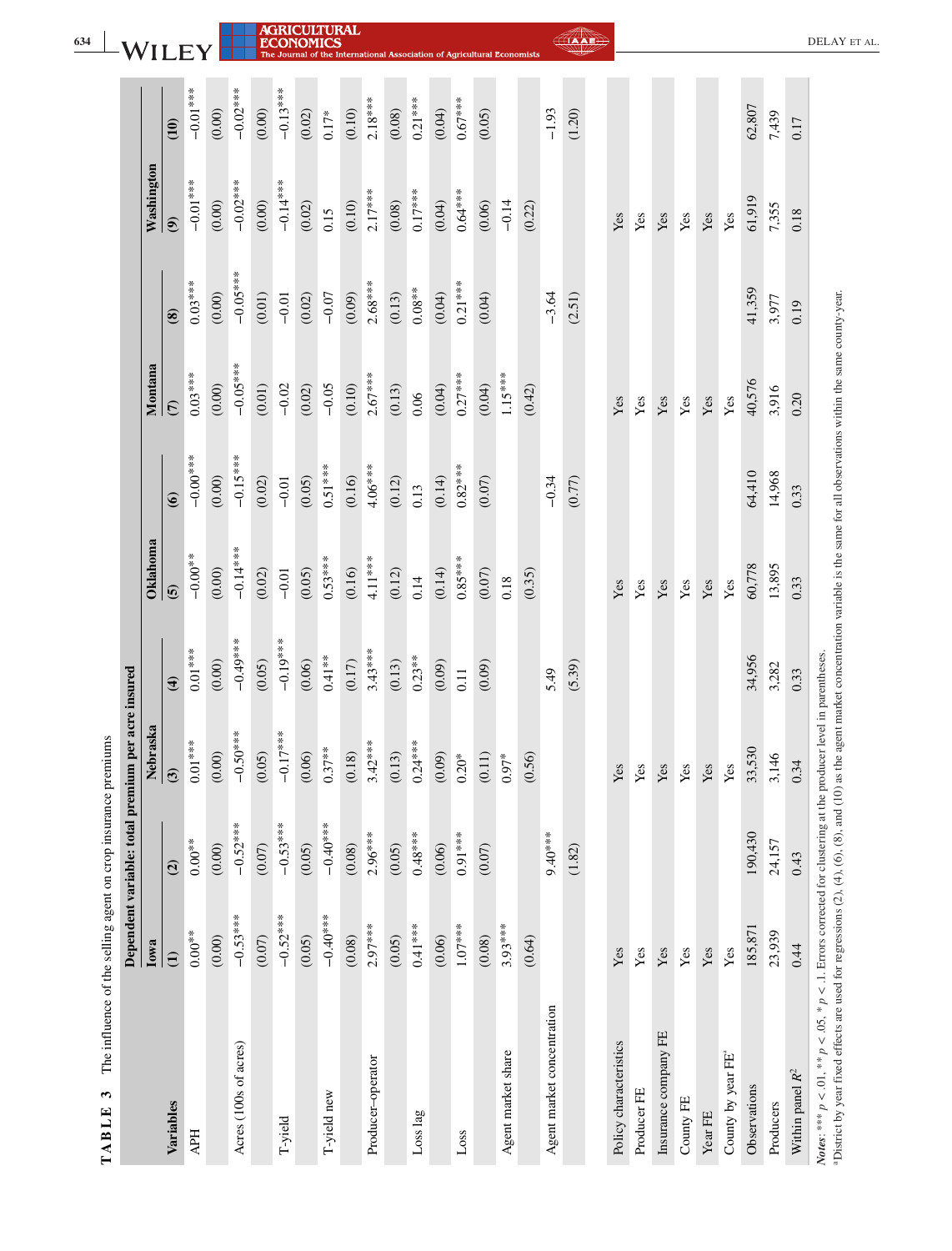**TABLE 3** The influence of the selling agent on crop insurance premiums

| Variables | Dependent variable: total premium per acre insured | | | | | | | | | |
|---|---|---|---|---|---|---|---|---|---|---|
| | Iowa | | Nebraska | | Oklahoma | | Montana | | Washington | |
| | (1) | (2) | (3) | (4) | (5) | (6) | (7) | (8) | (9) | (10) |
| APH | 0.00** | 0.00** | 0.01*** | 0.01*** | −0.00** | −0.00*** | 0.03*** | 0.03*** | −0.01*** | −0.01*** |
| | (0.00) | (0.00) | (0.00) | (0.00) | (0.00) | (0.00) | (0.00) | (0.00) | (0.00) | (0.00) |
| Acres (100s of acres) | −0.53*** | −0.52*** | −0.50*** | −0.49*** | −0.14*** | −0.15*** | −0.05*** | −0.05*** | −0.02*** | −0.02*** |
| | (0.07) | (0.07) | (0.05) | (0.05) | (0.02) | (0.02) | (0.01) | (0.01) | (0.00) | (0.00) |
| T-yield | −0.52*** | −0.53*** | −0.17*** | −0.19*** | −0.01 | −0.01 | −0.02 | −0.01 | −0.14*** | −0.13*** |
| | (0.05) | (0.05) | (0.06) | (0.06) | (0.05) | (0.05) | (0.02) | (0.02) | (0.02) | (0.02) |
| T-yield new | −0.40*** | −0.40*** | 0.37** | 0.41** | 0.53*** | 0.51*** | −0.05 | −0.07 | 0.15 | 0.17* |
| | (0.08) | (0.08) | (0.18) | (0.17) | (0.16) | (0.16) | (0.10) | (0.09) | (0.10) | (0.10) |
| Producer–operator | 2.97*** | 2.96*** | 3.42*** | 3.43*** | 4.11*** | 4.06*** | 2.67*** | 2.68*** | 2.17*** | 2.18*** |
| | (0.05) | (0.05) | (0.13) | (0.13) | (0.12) | (0.12) | (0.13) | (0.13) | (0.08) | (0.08) |
| Loss lag | 0.41*** | 0.48*** | 0.24*** | 0.23** | 0.14 | 0.13 | 0.06 | 0.08** | 0.17*** | 0.21*** |
| | (0.06) | (0.06) | (0.09) | (0.09) | (0.14) | (0.14) | (0.04) | (0.04) | (0.04) | (0.04) |
| Loss | 1.07*** | 0.91*** | 0.20* | 0.11 | 0.85*** | 0.82*** | 0.27*** | 0.21*** | 0.64*** | 0.67*** |
| | (0.08) | (0.07) | (0.11) | (0.09) | (0.07) | (0.07) | (0.04) | (0.04) | (0.06) | (0.05) |
| Agent market share | 3.93*** | | 0.97* | | 0.18 | | 1.15*** | | −0.14 | |
| | (0.64) | | (0.56) | | (0.35) | | (0.42) | | (0.22) | |
| Agent market concentration | | 9.40*** | | 5.49 | | −0.34 | | −3.64 | | −1.93 |
| | | (1.82) | | (5.39) | | (0.77) | | (2.51) | | (1.20) |
| Policy characteristics | Yes | | Yes | | Yes | | Yes | | Yes | |
| Producer FE | Yes | | Yes | | Yes | | Yes | | Yes | |
| Insurance company FE | Yes | | Yes | | Yes | | Yes | | Yes | |
| County FE | Yes | | Yes | | Yes | | Yes | | Yes | |
| Year FE | Yes | | Yes | | Yes | | Yes | | Yes | |
| County by year FE[a] | Yes | | Yes | | Yes | | Yes | | Yes | |
| Observations | 185,871 | 190,430 | 33,530 | 34,956 | 60,778 | 64,410 | 40,576 | 41,359 | 61,919 | 62,807 |
| Producers | 23,939 | 24,157 | 3,146 | 3,282 | 13,895 | 14,968 | 3,916 | 3,977 | 7,355 | 7,439 |
| Within panel $R^2$ | 0.44 | 0.43 | 0.34 | 0.33 | 0.33 | 0.33 | 0.20 | 0.19 | 0.18 | 0.17 |

*Notes*: *** $p < .01$, ** $p < .05$, * $p < .1$. Errors corrected for clustering at the producer level in parentheses.

[a]District by year fixed effects are used for regressions (2), (4), (6), (8), and (10) as the agent market concentration variable is the same for all observations within the same county-year.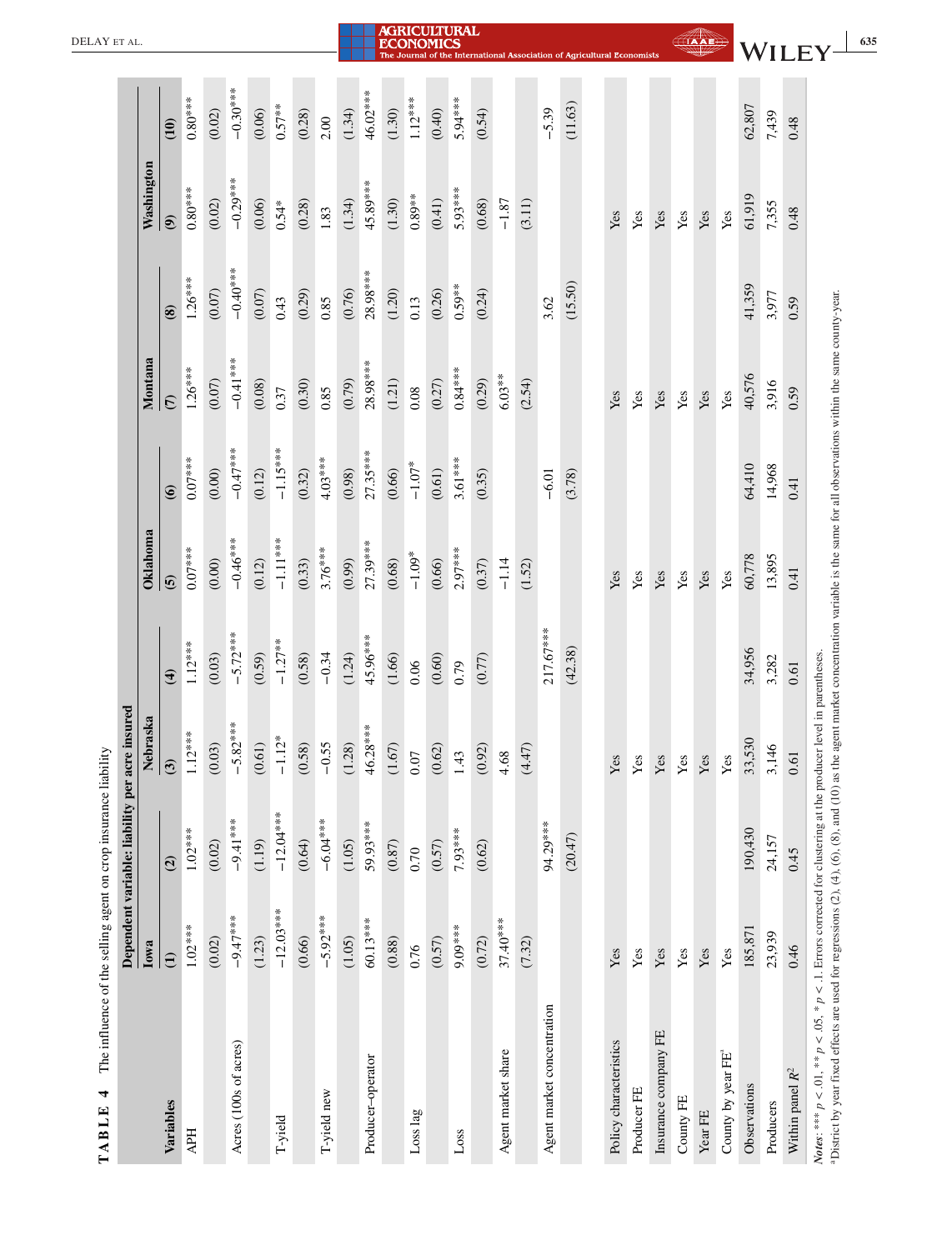**TABLE 4** The influence of the selling agent on crop insurance liability

| | Dependent variable: liability per acre insured | | | | | | | | | |
|---|---|---|---|---|---|---|---|---|---|---|
| | Iowa | | Nebraska | | Oklahoma | | Montana | | Washington | |
| Variables | (1) | (2) | (3) | (4) | (5) | (6) | (7) | (8) | (9) | (10) |
| APH | 1.02*** | 1.02*** | 1.12*** | 1.12*** | 0.07*** | 0.07*** | 1.26*** | 1.26*** | 0.80*** | 0.80*** |
| | (0.02) | (0.02) | (0.03) | (0.03) | (0.00) | (0.00) | (0.07) | (0.07) | (0.02) | (0.02) |
| Acres (100s of acres) | −9.47*** | −9.41*** | −5.82*** | −5.72*** | −0.46*** | −0.47*** | −0.41*** | −0.40*** | −0.29*** | −0.30*** |
| | (1.23) | (1.19) | (0.61) | (0.59) | (0.12) | (0.12) | (0.08) | (0.07) | (0.06) | (0.06) |
| T-yield | −12.03*** | −12.04*** | −1.12* | −1.27** | −1.11*** | −1.15*** | 0.37 | 0.43 | 0.54* | 0.57** |
| | (0.66) | (0.64) | (0.58) | (0.58) | (0.33) | (0.32) | (0.30) | (0.29) | (0.28) | (0.28) |
| T-yield new | −5.92*** | −6.04*** | −0.55 | −0.34 | 3.76*** | 4.03*** | 0.85 | 0.85 | 1.83 | 2.00 |
| | (1.05) | (1.05) | (1.28) | (1.24) | (0.99) | (0.98) | (0.79) | (0.76) | (1.34) | (1.34) |
| Producer–operator | 60.13*** | 59.93*** | 46.28*** | 45.96*** | 27.39*** | 27.35*** | 28.98*** | 28.98*** | 45.89*** | 46.02*** |
| | (0.88) | (0.87) | (1.67) | (1.66) | (0.68) | (0.66) | (1.21) | (1.20) | (1.30) | (1.30) |
| Loss lag | 0.76 | 0.70 | 0.07 | 0.06 | −1.09* | −1.07* | 0.08 | 0.13 | 0.89** | 1.12*** |
| | (0.57) | (0.57) | (0.62) | (0.60) | (0.66) | (0.61) | (0.27) | (0.26) | (0.41) | (0.40) |
| Loss | 9.09*** | 7.93*** | 1.43 | 0.79 | 2.97*** | 3.61*** | 0.84*** | 0.59** | 5.93*** | 5.94*** |
| | (0.72) | (0.62) | (0.92) | (0.77) | (0.37) | (0.35) | (0.29) | (0.24) | (0.68) | (0.54) |
| Agent market share | 37.40*** | | 4.68 | | −1.14 | | 6.03** | | −1.87 | |
| | (7.32) | | (4.47) | | (1.52) | | (2.54) | | (3.11) | |
| Agent market concentration | | 94.29*** | | 217.67*** | | −6.01 | | 3.62 | | −5.39 |
| | | (20.47) | | (42.38) | | (3.78) | | (15.50) | | (11.63) |
| Policy characteristics | Yes | | Yes | | Yes | | Yes | | Yes | |
| Producer FE | Yes | | Yes | | Yes | | Yes | | Yes | |
| Insurance company FE | Yes | | Yes | | Yes | | Yes | | Yes | |
| County FE | Yes | | Yes | | Yes | | Yes | | Yes | |
| Year FE | Yes | | Yes | | Yes | | Yes | | Yes | |
| County by year FE[a] | Yes | | Yes | | Yes | | Yes | | Yes | |
| Observations | 185,871 | 190,430 | 33,530 | 34,956 | 60,778 | 64,410 | 40,576 | 41,359 | 61,919 | 62,807 |
| Producers | 23,939 | 24,157 | 3,146 | 3,282 | 13,895 | 14,968 | 3,916 | 3,977 | 7,355 | 7,439 |
| Within panel $R^2$ | 0.46 | 0.45 | 0.61 | 0.61 | 0.41 | 0.41 | 0.59 | 0.59 | 0.48 | 0.48 |

*Notes*: *** $p < .01$, ** $p < .05$, * $p < .1$. Errors corrected for clustering at the producer level in parentheses.

[a]District by year fixed effects are used for regressions (2), (4), (6), (8), and (10) as the agent market concentration variable is the same for all observations within the same county-year.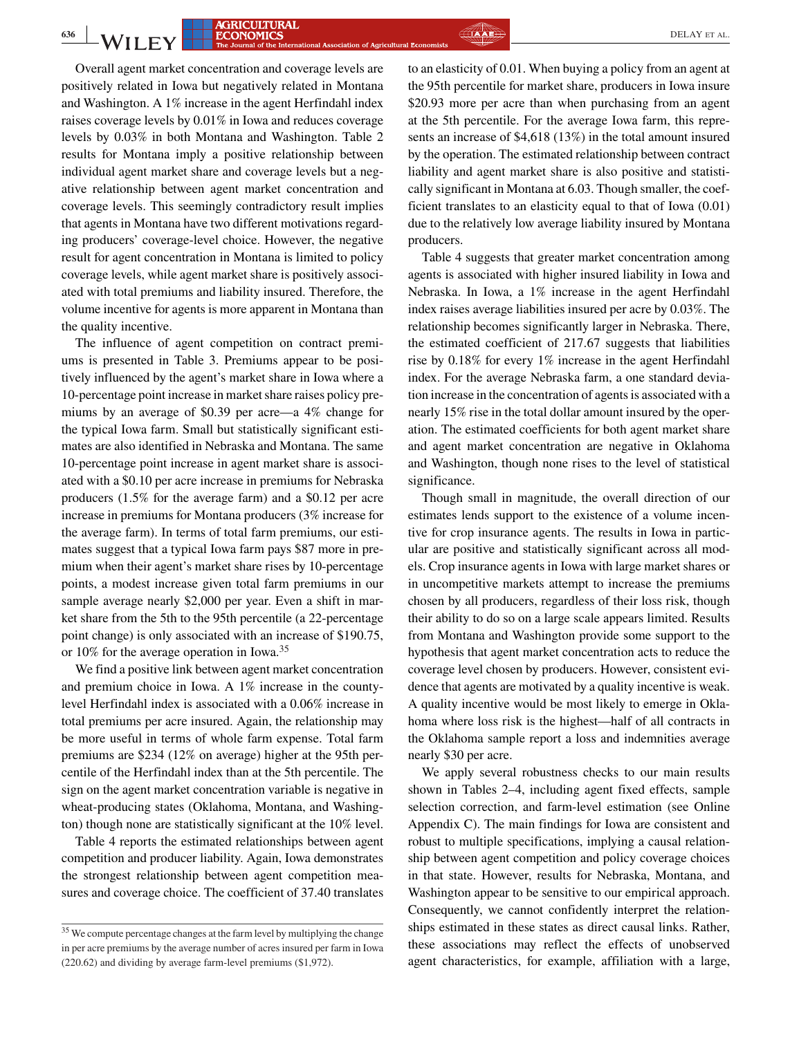Overall agent market concentration and coverage levels are positively related in Iowa but negatively related in Montana and Washington. A 1% increase in the agent Herfindahl index raises coverage levels by 0.01% in Iowa and reduces coverage levels by 0.03% in both Montana and Washington. Table 2 results for Montana imply a positive relationship between individual agent market share and coverage levels but a negative relationship between agent market concentration and coverage levels. This seemingly contradictory result implies that agents in Montana have two different motivations regarding producers' coverage-level choice. However, the negative result for agent concentration in Montana is limited to policy coverage levels, while agent market share is positively associated with total premiums and liability insured. Therefore, the volume incentive for agents is more apparent in Montana than the quality incentive.

The influence of agent competition on contract premiums is presented in Table 3. Premiums appear to be positively influenced by the agent's market share in Iowa where a 10-percentage point increase in market share raises policy premiums by an average of \$0.39 per acre—a 4% change for the typical Iowa farm. Small but statistically significant estimates are also identified in Nebraska and Montana. The same 10-percentage point increase in agent market share is associated with a \$0.10 per acre increase in premiums for Nebraska producers (1.5% for the average farm) and a \$0.12 per acre increase in premiums for Montana producers (3% increase for the average farm). In terms of total farm premiums, our estimates suggest that a typical Iowa farm pays \$87 more in premium when their agent's market share rises by 10-percentage points, a modest increase given total farm premiums in our sample average nearly \$2,000 per year. Even a shift in market share from the 5th to the 95th percentile (a 22-percentage point change) is only associated with an increase of \$190.75, or 10% for the average operation in Iowa.[35]

We find a positive link between agent market concentration and premium choice in Iowa. A 1% increase in the county-level Herfindahl index is associated with a 0.06% increase in total premiums per acre insured. Again, the relationship may be more useful in terms of whole farm expense. Total farm premiums are \$234 (12% on average) higher at the 95th percentile of the Herfindahl index than at the 5th percentile. The sign on the agent market concentration variable is negative in wheat-producing states (Oklahoma, Montana, and Washington) though none are statistically significant at the 10% level.

Table 4 reports the estimated relationships between agent competition and producer liability. Again, Iowa demonstrates the strongest relationship between agent competition measures and coverage choice. The coefficient of 37.40 translates to an elasticity of 0.01. When buying a policy from an agent at the 95th percentile for market share, producers in Iowa insure \$20.93 more per acre than when purchasing from an agent at the 5th percentile. For the average Iowa farm, this represents an increase of \$4,618 (13%) in the total amount insured by the operation. The estimated relationship between contract liability and agent market share is also positive and statistically significant in Montana at 6.03. Though smaller, the coefficient translates to an elasticity equal to that of Iowa (0.01) due to the relatively low average liability insured by Montana producers.

Table 4 suggests that greater market concentration among agents is associated with higher insured liability in Iowa and Nebraska. In Iowa, a 1% increase in the agent Herfindahl index raises average liabilities insured per acre by 0.03%. The relationship becomes significantly larger in Nebraska. There, the estimated coefficient of 217.67 suggests that liabilities rise by 0.18% for every 1% increase in the agent Herfindahl index. For the average Nebraska farm, a one standard deviation increase in the concentration of agents is associated with a nearly 15% rise in the total dollar amount insured by the operation. The estimated coefficients for both agent market share and agent market concentration are negative in Oklahoma and Washington, though none rises to the level of statistical significance.

Though small in magnitude, the overall direction of our estimates lends support to the existence of a volume incentive for crop insurance agents. The results in Iowa in particular are positive and statistically significant across all models. Crop insurance agents in Iowa with large market shares or in uncompetitive markets attempt to increase the premiums chosen by all producers, regardless of their loss risk, though their ability to do so on a large scale appears limited. Results from Montana and Washington provide some support to the hypothesis that agent market concentration acts to reduce the coverage level chosen by producers. However, consistent evidence that agents are motivated by a quality incentive is weak. A quality incentive would be most likely to emerge in Oklahoma where loss risk is the highest—half of all contracts in the Oklahoma sample report a loss and indemnities average nearly \$30 per acre.

We apply several robustness checks to our main results shown in Tables 2–4, including agent fixed effects, sample selection correction, and farm-level estimation (see Online Appendix C). The main findings for Iowa are consistent and robust to multiple specifications, implying a causal relationship between agent competition and policy coverage choices in that state. However, results for Nebraska, Montana, and Washington appear to be sensitive to our empirical approach. Consequently, we cannot confidently interpret the relationships estimated in these states as direct causal links. Rather, these associations may reflect the effects of unobserved agent characteristics, for example, affiliation with a large,

[35] We compute percentage changes at the farm level by multiplying the change in per acre premiums by the average number of acres insured per farm in Iowa (220.62) and dividing by average farm-level premiums (\$1,972).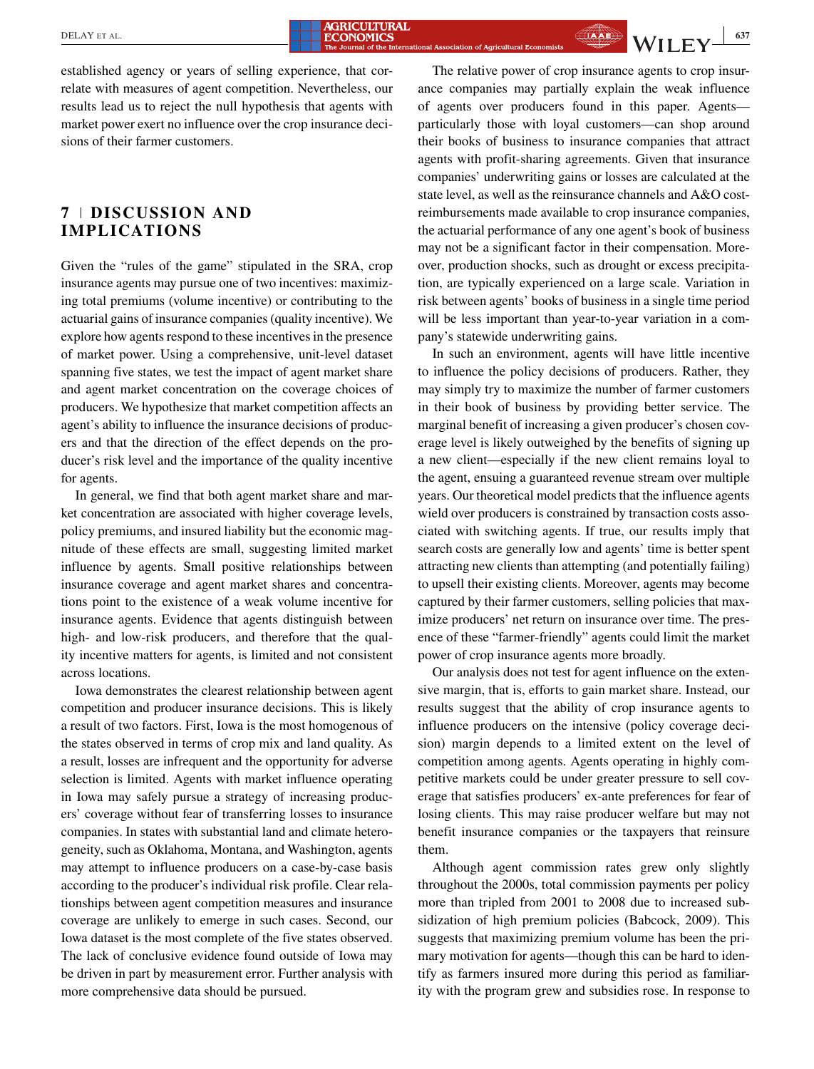established agency or years of selling experience, that correlate with measures of agent competition. Nevertheless, our results lead us to reject the null hypothesis that agents with market power exert no influence over the crop insurance decisions of their farmer customers.

## 7 | DISCUSSION AND IMPLICATIONS

Given the "rules of the game" stipulated in the SRA, crop insurance agents may pursue one of two incentives: maximizing total premiums (volume incentive) or contributing to the actuarial gains of insurance companies (quality incentive). We explore how agents respond to these incentives in the presence of market power. Using a comprehensive, unit-level dataset spanning five states, we test the impact of agent market share and agent market concentration on the coverage choices of producers. We hypothesize that market competition affects an agent's ability to influence the insurance decisions of producers and that the direction of the effect depends on the producer's risk level and the importance of the quality incentive for agents.

In general, we find that both agent market share and market concentration are associated with higher coverage levels, policy premiums, and insured liability but the economic magnitude of these effects are small, suggesting limited market influence by agents. Small positive relationships between insurance coverage and agent market shares and concentrations point to the existence of a weak volume incentive for insurance agents. Evidence that agents distinguish between high- and low-risk producers, and therefore that the quality incentive matters for agents, is limited and not consistent across locations.

Iowa demonstrates the clearest relationship between agent competition and producer insurance decisions. This is likely a result of two factors. First, Iowa is the most homogenous of the states observed in terms of crop mix and land quality. As a result, losses are infrequent and the opportunity for adverse selection is limited. Agents with market influence operating in Iowa may safely pursue a strategy of increasing producers' coverage without fear of transferring losses to insurance companies. In states with substantial land and climate heterogeneity, such as Oklahoma, Montana, and Washington, agents may attempt to influence producers on a case-by-case basis according to the producer's individual risk profile. Clear relationships between agent competition measures and insurance coverage are unlikely to emerge in such cases. Second, our Iowa dataset is the most complete of the five states observed. The lack of conclusive evidence found outside of Iowa may be driven in part by measurement error. Further analysis with more comprehensive data should be pursued.

The relative power of crop insurance agents to crop insurance companies may partially explain the weak influence of agents over producers found in this paper. Agents—particularly those with loyal customers—can shop around their books of business to insurance companies that attract agents with profit-sharing agreements. Given that insurance companies' underwriting gains or losses are calculated at the state level, as well as the reinsurance channels and A&O cost-reimbursements made available to crop insurance companies, the actuarial performance of any one agent's book of business may not be a significant factor in their compensation. Moreover, production shocks, such as drought or excess precipitation, are typically experienced on a large scale. Variation in risk between agents' books of business in a single time period will be less important than year-to-year variation in a company's statewide underwriting gains.

In such an environment, agents will have little incentive to influence the policy decisions of producers. Rather, they may simply try to maximize the number of farmer customers in their book of business by providing better service. The marginal benefit of increasing a given producer's chosen coverage level is likely outweighed by the benefits of signing up a new client—especially if the new client remains loyal to the agent, ensuing a guaranteed revenue stream over multiple years. Our theoretical model predicts that the influence agents wield over producers is constrained by transaction costs associated with switching agents. If true, our results imply that search costs are generally low and agents' time is better spent attracting new clients than attempting (and potentially failing) to upsell their existing clients. Moreover, agents may become captured by their farmer customers, selling policies that maximize producers' net return on insurance over time. The presence of these "farmer-friendly" agents could limit the market power of crop insurance agents more broadly.

Our analysis does not test for agent influence on the extensive margin, that is, efforts to gain market share. Instead, our results suggest that the ability of crop insurance agents to influence producers on the intensive (policy coverage decision) margin depends to a limited extent on the level of competition among agents. Agents operating in highly competitive markets could be under greater pressure to sell coverage that satisfies producers' ex-ante preferences for fear of losing clients. This may raise producer welfare but may not benefit insurance companies or the taxpayers that reinsure them.

Although agent commission rates grew only slightly throughout the 2000s, total commission payments per policy more than tripled from 2001 to 2008 due to increased subsidization of high premium policies (Babcock, 2009). This suggests that maximizing premium volume has been the primary motivation for agents—though this can be hard to identify as farmers insured more during this period as familiarity with the program grew and subsidies rose. In response to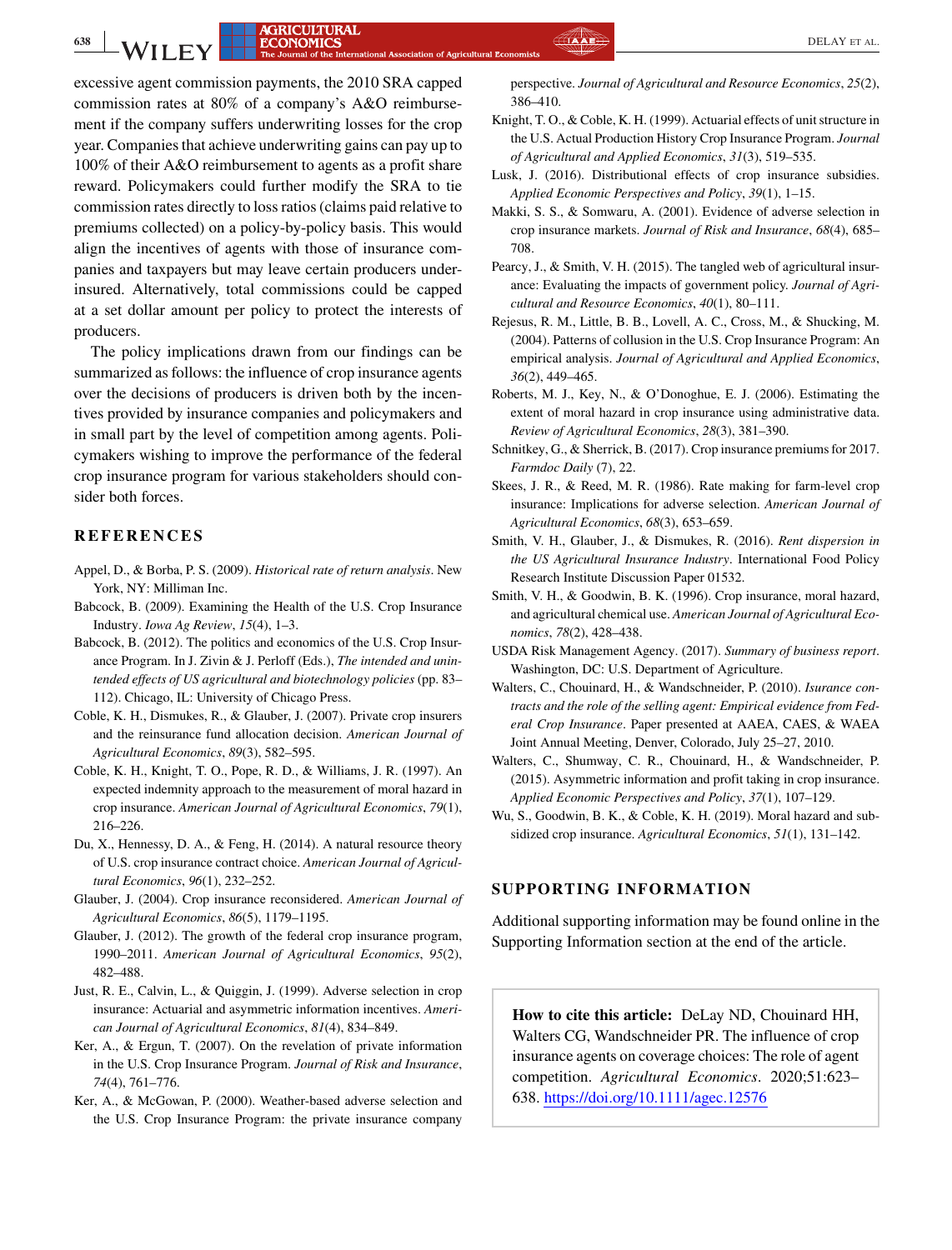excessive agent commission payments, the 2010 SRA capped commission rates at 80% of a company's A&O reimbursement if the company suffers underwriting losses for the crop year. Companies that achieve underwriting gains can pay up to 100% of their A&O reimbursement to agents as a profit share reward. Policymakers could further modify the SRA to tie commission rates directly to loss ratios (claims paid relative to premiums collected) on a policy-by-policy basis. This would align the incentives of agents with those of insurance companies and taxpayers but may leave certain producers underinsured. Alternatively, total commissions could be capped at a set dollar amount per policy to protect the interests of producers.

The policy implications drawn from our findings can be summarized as follows: the influence of crop insurance agents over the decisions of producers is driven both by the incentives provided by insurance companies and policymakers and in small part by the level of competition among agents. Policymakers wishing to improve the performance of the federal crop insurance program for various stakeholders should consider both forces.

## REFERENCES

Appel, D., & Borba, P. S. (2009). *Historical rate of return analysis*. New York, NY: Milliman Inc.

Babcock, B. (2009). Examining the Health of the U.S. Crop Insurance Industry. *Iowa Ag Review*, *15*(4), 1–3.

Babcock, B. (2012). The politics and economics of the U.S. Crop Insurance Program. In J. Zivin & J. Perloff (Eds.), *The intended and unintended effects of US agricultural and biotechnology policies* (pp. 83–112). Chicago, IL: University of Chicago Press.

Coble, K. H., Dismukes, R., & Glauber, J. (2007). Private crop insurers and the reinsurance fund allocation decision. *American Journal of Agricultural Economics*, *89*(3), 582–595.

Coble, K. H., Knight, T. O., Pope, R. D., & Williams, J. R. (1997). An expected indemnity approach to the measurement of moral hazard in crop insurance. *American Journal of Agricultural Economics*, *79*(1), 216–226.

Du, X., Hennessy, D. A., & Feng, H. (2014). A natural resource theory of U.S. crop insurance contract choice. *American Journal of Agricultural Economics*, *96*(1), 232–252.

Glauber, J. (2004). Crop insurance reconsidered. *American Journal of Agricultural Economics*, *86*(5), 1179–1195.

Glauber, J. (2012). The growth of the federal crop insurance program, 1990–2011. *American Journal of Agricultural Economics*, *95*(2), 482–488.

Just, R. E., Calvin, L., & Quiggin, J. (1999). Adverse selection in crop insurance: Actuarial and asymmetric information incentives. *American Journal of Agricultural Economics*, *81*(4), 834–849.

Ker, A., & Ergun, T. (2007). On the revelation of private information in the U.S. Crop Insurance Program. *Journal of Risk and Insurance*, *74*(4), 761–776.

Ker, A., & McGowan, P. (2000). Weather-based adverse selection and the U.S. Crop Insurance Program: the private insurance company perspective. *Journal of Agricultural and Resource Economics*, *25*(2), 386–410.

Knight, T. O., & Coble, K. H. (1999). Actuarial effects of unit structure in the U.S. Actual Production History Crop Insurance Program. *Journal of Agricultural and Applied Economics*, *31*(3), 519–535.

Lusk, J. (2016). Distributional effects of crop insurance subsidies. *Applied Economic Perspectives and Policy*, *39*(1), 1–15.

Makki, S. S., & Somwaru, A. (2001). Evidence of adverse selection in crop insurance markets. *Journal of Risk and Insurance*, *68*(4), 685–708.

Pearcy, J., & Smith, V. H. (2015). The tangled web of agricultural insurance: Evaluating the impacts of government policy. *Journal of Agricultural and Resource Economics*, *40*(1), 80–111.

Rejesus, R. M., Little, B. B., Lovell, A. C., Cross, M., & Shucking, M. (2004). Patterns of collusion in the U.S. Crop Insurance Program: An empirical analysis. *Journal of Agricultural and Applied Economics*, *36*(2), 449–465.

Roberts, M. J., Key, N., & O'Donoghue, E. J. (2006). Estimating the extent of moral hazard in crop insurance using administrative data. *Review of Agricultural Economics*, *28*(3), 381–390.

Schnitkey, G., & Sherrick, B. (2017). Crop insurance premiums for 2017. *Farmdoc Daily* (7), 22.

Skees, J. R., & Reed, M. R. (1986). Rate making for farm-level crop insurance: Implications for adverse selection. *American Journal of Agricultural Economics*, *68*(3), 653–659.

Smith, V. H., Glauber, J., & Dismukes, R. (2016). *Rent dispersion in the US Agricultural Insurance Industry*. International Food Policy Research Institute Discussion Paper 01532.

Smith, V. H., & Goodwin, B. K. (1996). Crop insurance, moral hazard, and agricultural chemical use. *American Journal of Agricultural Economics*, *78*(2), 428–438.

USDA Risk Management Agency. (2017). *Summary of business report*. Washington, DC: U.S. Department of Agriculture.

Walters, C., Chouinard, H., & Wandschneider, P. (2010). *Isurance contracts and the role of the selling agent: Empirical evidence from Federal Crop Insurance*. Paper presented at AAEA, CAES, & WAEA Joint Annual Meeting, Denver, Colorado, July 25–27, 2010.

Walters, C., Shumway, C. R., Chouinard, H., & Wandschneider, P. (2015). Asymmetric information and profit taking in crop insurance. *Applied Economic Perspectives and Policy*, *37*(1), 107–129.

Wu, S., Goodwin, B. K., & Coble, K. H. (2019). Moral hazard and subsidized crop insurance. *Agricultural Economics*, *51*(1), 131–142.

## SUPPORTING INFORMATION

Additional supporting information may be found online in the Supporting Information section at the end of the article.

**How to cite this article:** DeLay ND, Chouinard HH, Walters CG, Wandschneider PR. The influence of crop insurance agents on coverage choices: The role of agent competition. *Agricultural Economics*. 2020;51:623–638. https://doi.org/10.1111/agec.12576